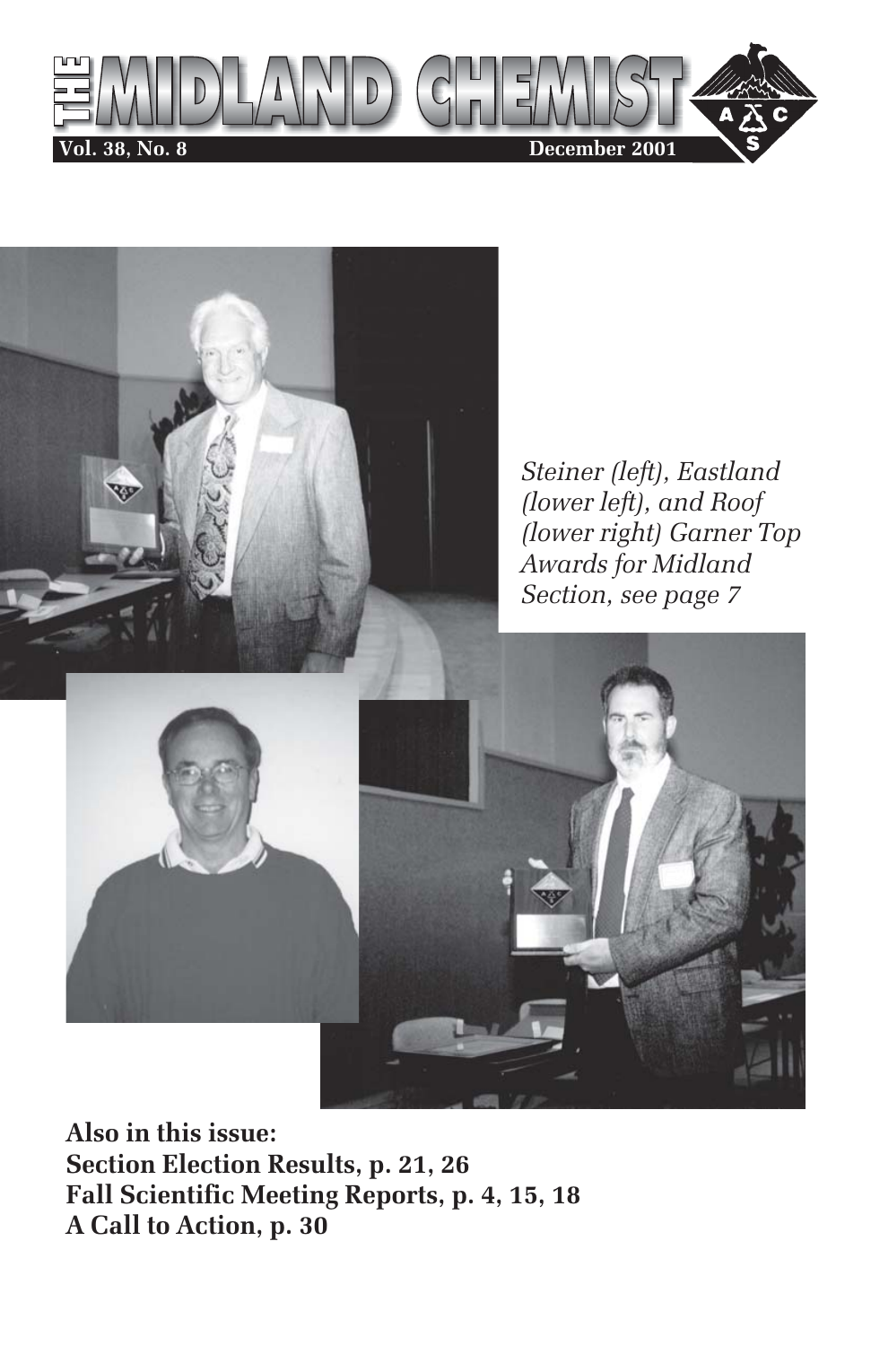# THE MIDLAND CHEMIST

**Vol. 38, No. 8** **December 2001**

*Steiner (left), Eastland (lower left), and Roof (lower right) Garner Top Awards for Midland Section, see page 7*

**Also in this issue:**
**Section Election Results, p. 21, 26**
**Fall Scientific Meeting Reports, p. 4, 15, 18**
**A Call to Action, p. 30**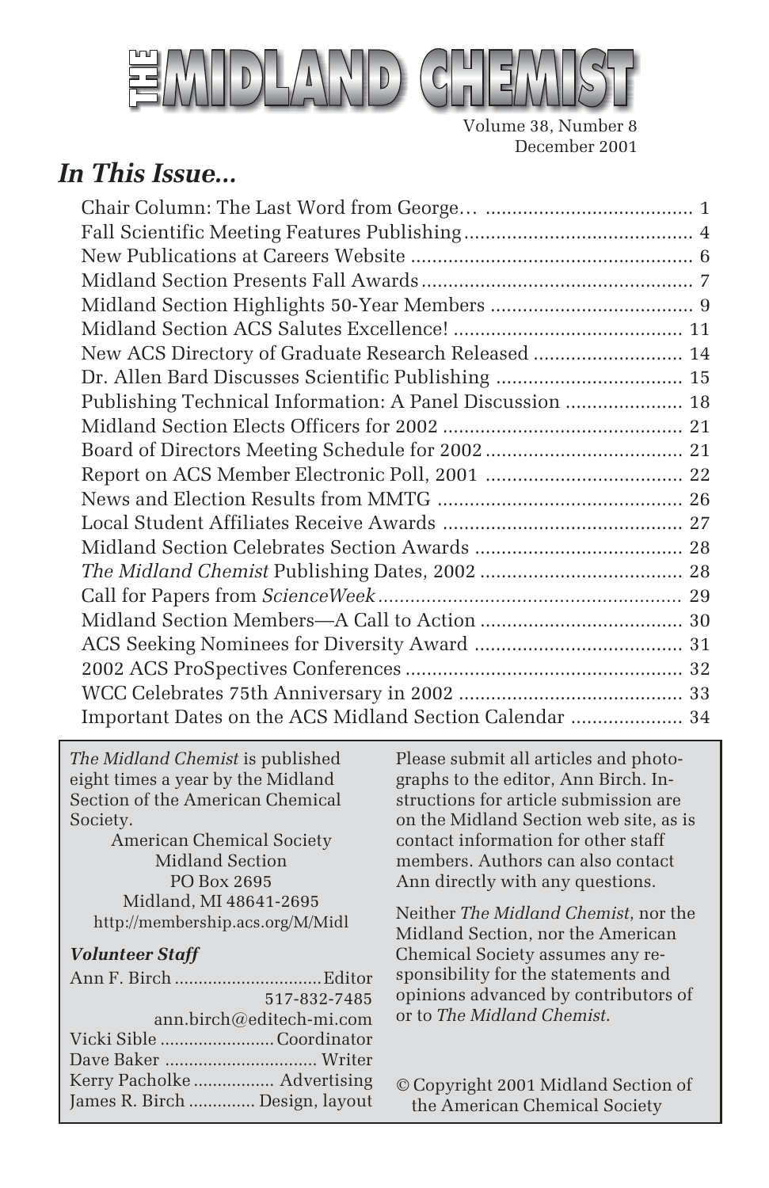# THE MIDLAND CHEMIST

Volume 38, Number 8
December 2001

## *In This Issue...*

| | |
|---|---|
| Chair Column: The Last Word from George… | 1 |
| Fall Scientific Meeting Features Publishing | 4 |
| New Publications at Careers Website | 6 |
| Midland Section Presents Fall Awards | 7 |
| Midland Section Highlights 50-Year Members | 9 |
| Midland Section ACS Salutes Excellence! | 11 |
| New ACS Directory of Graduate Research Released | 14 |
| Dr. Allen Bard Discusses Scientific Publishing | 15 |
| Publishing Technical Information: A Panel Discussion | 18 |
| Midland Section Elects Officers for 2002 | 21 |
| Board of Directors Meeting Schedule for 2002 | 21 |
| Report on ACS Member Electronic Poll, 2001 | 22 |
| News and Election Results from MMTG | 26 |
| Local Student Affiliates Receive Awards | 27 |
| Midland Section Celebrates Section Awards | 28 |
| *The Midland Chemist* Publishing Dates, 2002 | 28 |
| Call for Papers from *ScienceWeek* | 29 |
| Midland Section Members—A Call to Action | 30 |
| ACS Seeking Nominees for Diversity Award | 31 |
| 2002 ACS ProSpectives Conferences | 32 |
| WCC Celebrates 75th Anniversary in 2002 | 33 |
| Important Dates on the ACS Midland Section Calendar | 34 |

*The Midland Chemist* is published eight times a year by the Midland Section of the American Chemical Society.

American Chemical Society
Midland Section
PO Box 2695
Midland, MI 48641-2695
http://membership.acs.org/M/Midl

### *Volunteer Staff*

Ann F. Birch .............. Editor
517-832-7485
ann.birch@editech-mi.com
Vicki Sible .............. Coordinator
Dave Baker .............. Writer
Kerry Pacholke .............. Advertising
James R. Birch .............. Design, layout

Please submit all articles and photographs to the editor, Ann Birch. Instructions for article submission are on the Midland Section web site, as is contact information for other staff members. Authors can also contact Ann directly with any questions.

Neither *The Midland Chemist*, nor the Midland Section, nor the American Chemical Society assumes any responsibility for the statements and opinions advanced by contributors of or to *The Midland Chemist*.

© Copyright 2001 Midland Section of the American Chemical Society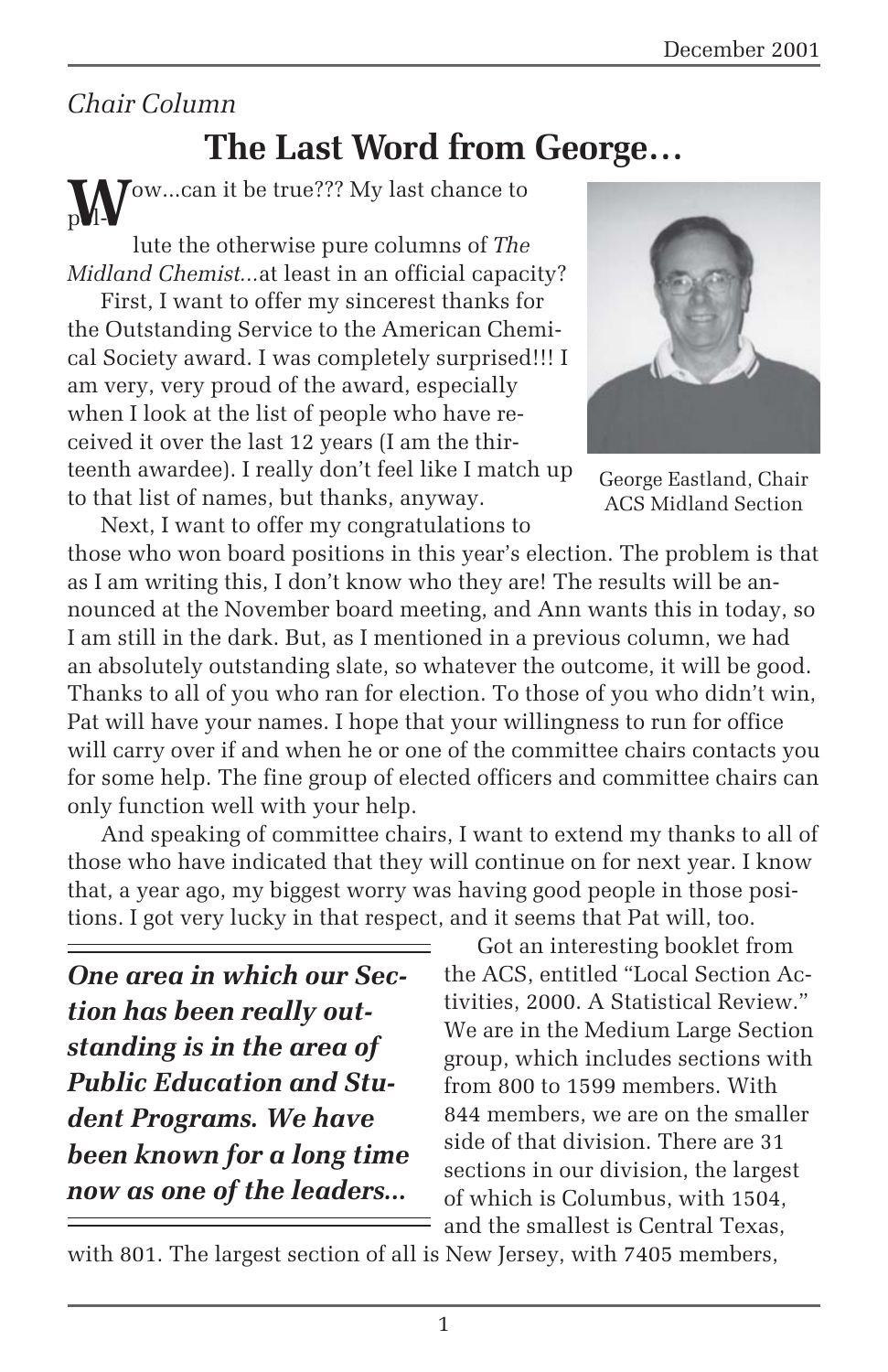*Chair Column*

# The Last Word from George…

Wow...can it be true??? My last chance to pollute the otherwise pure columns of *The Midland Chemist*...at least in an official capacity?

First, I want to offer my sincerest thanks for the Outstanding Service to the American Chemical Society award. I was completely surprised!!! I am very, very proud of the award, especially when I look at the list of people who have received it over the last 12 years (I am the thirteenth awardee). I really don't feel like I match up to that list of names, but thanks, anyway.

George Eastland, Chair ACS Midland Section

Next, I want to offer my congratulations to those who won board positions in this year's election. The problem is that as I am writing this, I don't know who they are! The results will be announced at the November board meeting, and Ann wants this in today, so I am still in the dark. But, as I mentioned in a previous column, we had an absolutely outstanding slate, so whatever the outcome, it will be good. Thanks to all of you who ran for election. To those of you who didn't win, Pat will have your names. I hope that your willingness to run for office will carry over if and when he or one of the committee chairs contacts you for some help. The fine group of elected officers and committee chairs can only function well with your help.

And speaking of committee chairs, I want to extend my thanks to all of those who have indicated that they will continue on for next year. I know that, a year ago, my biggest worry was having good people in those positions. I got very lucky in that respect, and it seems that Pat will, too.

***One area in which our Section has been really outstanding is in the area of Public Education and Student Programs. We have been known for a long time now as one of the leaders...***

Got an interesting booklet from the ACS, entitled "Local Section Activities, 2000. A Statistical Review." We are in the Medium Large Section group, which includes sections with from 800 to 1599 members. With 844 members, we are on the smaller side of that division. There are 31 sections in our division, the largest of which is Columbus, with 1504, and the smallest is Central Texas, with 801. The largest section of all is New Jersey, with 7405 members,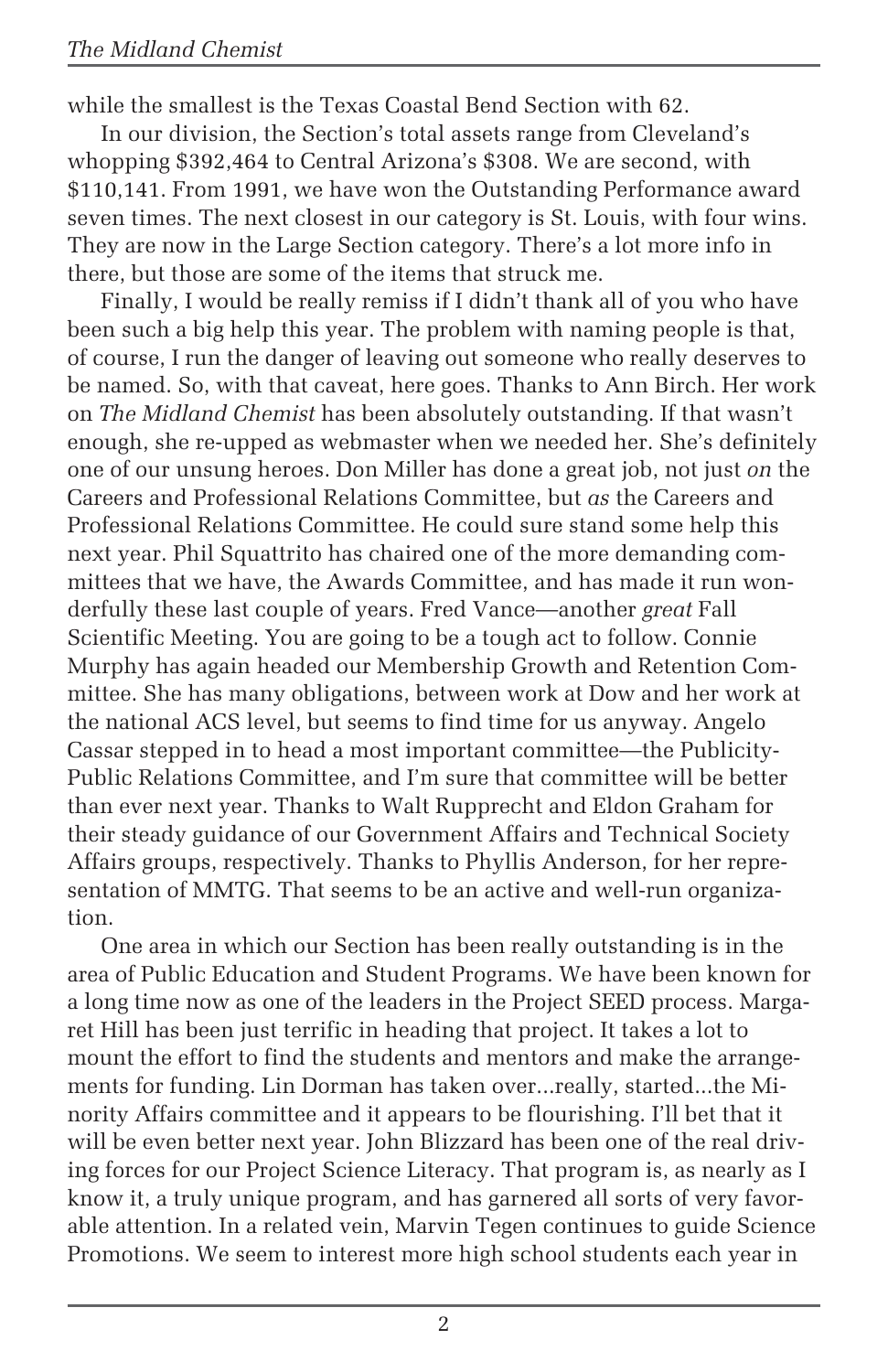while the smallest is the Texas Coastal Bend Section with 62.

In our division, the Section's total assets range from Cleveland's whopping $392,464 to Central Arizona's $308. We are second, with $110,141. From 1991, we have won the Outstanding Performance award seven times. The next closest in our category is St. Louis, with four wins. They are now in the Large Section category. There's a lot more info in there, but those are some of the items that struck me.

Finally, I would be really remiss if I didn't thank all of you who have been such a big help this year. The problem with naming people is that, of course, I run the danger of leaving out someone who really deserves to be named. So, with that caveat, here goes. Thanks to Ann Birch. Her work on *The Midland Chemist* has been absolutely outstanding. If that wasn't enough, she re-upped as webmaster when we needed her. She's definitely one of our unsung heroes. Don Miller has done a great job, not just *on* the Careers and Professional Relations Committee, but *as* the Careers and Professional Relations Committee. He could sure stand some help this next year. Phil Squattrito has chaired one of the more demanding committees that we have, the Awards Committee, and has made it run wonderfully these last couple of years. Fred Vance—another *great* Fall Scientific Meeting. You are going to be a tough act to follow. Connie Murphy has again headed our Membership Growth and Retention Committee. She has many obligations, between work at Dow and her work at the national ACS level, but seems to find time for us anyway. Angelo Cassar stepped in to head a most important committee—the Publicity-Public Relations Committee, and I'm sure that committee will be better than ever next year. Thanks to Walt Rupprecht and Eldon Graham for their steady guidance of our Government Affairs and Technical Society Affairs groups, respectively. Thanks to Phyllis Anderson, for her representation of MMTG. That seems to be an active and well-run organization.

One area in which our Section has been really outstanding is in the area of Public Education and Student Programs. We have been known for a long time now as one of the leaders in the Project SEED process. Margaret Hill has been just terrific in heading that project. It takes a lot to mount the effort to find the students and mentors and make the arrangements for funding. Lin Dorman has taken over...really, started...the Minority Affairs committee and it appears to be flourishing. I'll bet that it will be even better next year. John Blizzard has been one of the real driving forces for our Project Science Literacy. That program is, as nearly as I know it, a truly unique program, and has garnered all sorts of very favorable attention. In a related vein, Marvin Tegen continues to guide Science Promotions. We seem to interest more high school students each year in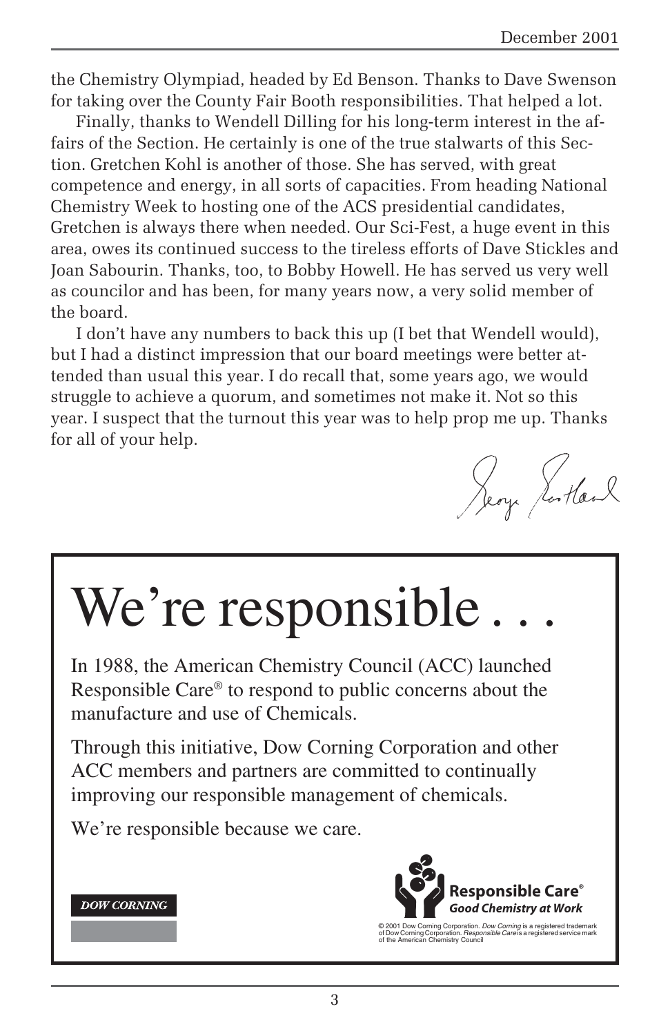the Chemistry Olympiad, headed by Ed Benson. Thanks to Dave Swenson for taking over the County Fair Booth responsibilities. That helped a lot.

Finally, thanks to Wendell Dilling for his long-term interest in the affairs of the Section. He certainly is one of the true stalwarts of this Section. Gretchen Kohl is another of those. She has served, with great competence and energy, in all sorts of capacities. From heading National Chemistry Week to hosting one of the ACS presidential candidates, Gretchen is always there when needed. Our Sci-Fest, a huge event in this area, owes its continued success to the tireless efforts of Dave Stickles and Joan Sabourin. Thanks, too, to Bobby Howell. He has served us very well as councilor and has been, for many years now, a very solid member of the board.

I don't have any numbers to back this up (I bet that Wendell would), but I had a distinct impression that our board meetings were better attended than usual this year. I do recall that, some years ago, we would struggle to achieve a quorum, and sometimes not make it. Not so this year. I suspect that the turnout this year was to help prop me up. Thanks for all of your help.

George Rutland

# We're responsible . . .

In 1988, the American Chemistry Council (ACC) launched Responsible Care® to respond to public concerns about the manufacture and use of Chemicals.

Through this initiative, Dow Corning Corporation and other ACC members and partners are committed to continually improving our responsible management of chemicals.

We're responsible because we care.

DOW CORNING

**Responsible Care®**
***Good Chemistry at Work***

© 2001 Dow Corning Corporation. *Dow Corning* is a registered trademark of Dow Corning Corporation. *Responsible Care* is a registered service mark of the American Chemistry Council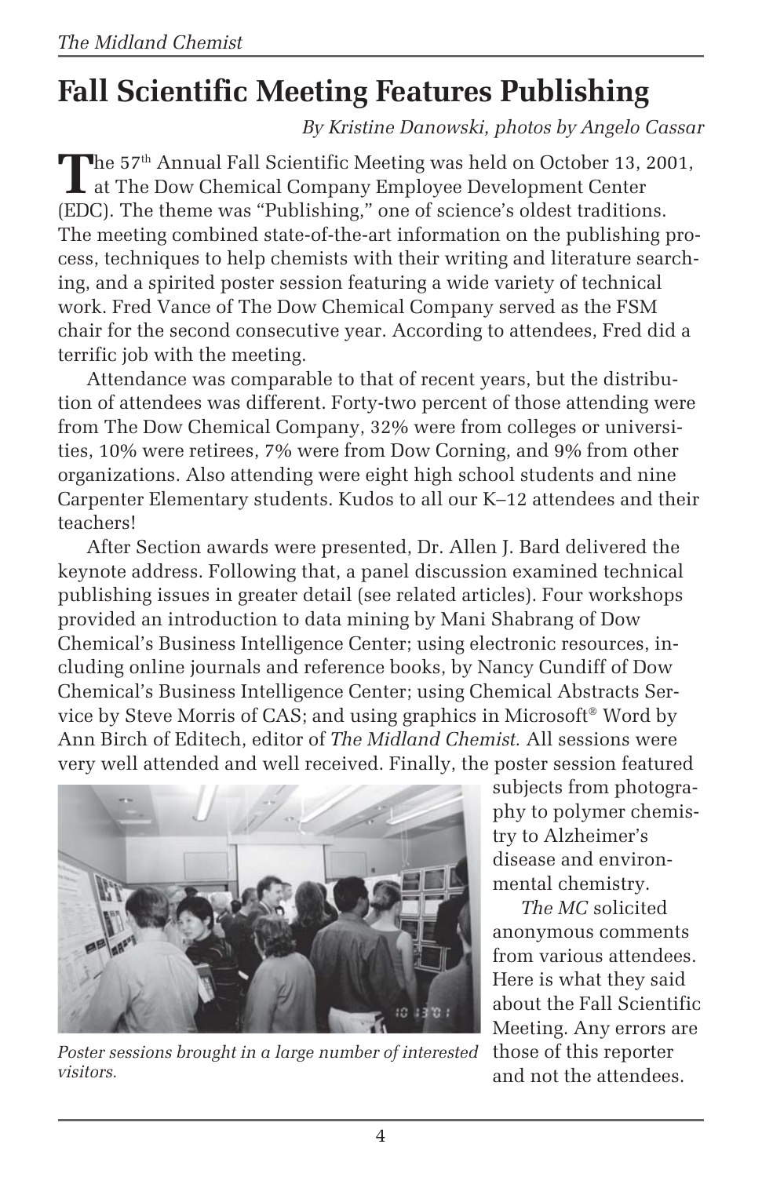# Fall Scientific Meeting Features Publishing

*By Kristine Danowski, photos by Angelo Cassar*

The 57th Annual Fall Scientific Meeting was held on October 13, 2001, at The Dow Chemical Company Employee Development Center (EDC). The theme was "Publishing," one of science's oldest traditions. The meeting combined state-of-the-art information on the publishing process, techniques to help chemists with their writing and literature searching, and a spirited poster session featuring a wide variety of technical work. Fred Vance of The Dow Chemical Company served as the FSM chair for the second consecutive year. According to attendees, Fred did a terrific job with the meeting.

Attendance was comparable to that of recent years, but the distribution of attendees was different. Forty-two percent of those attending were from The Dow Chemical Company, 32% were from colleges or universities, 10% were retirees, 7% were from Dow Corning, and 9% from other organizations. Also attending were eight high school students and nine Carpenter Elementary students. Kudos to all our K–12 attendees and their teachers!

After Section awards were presented, Dr. Allen J. Bard delivered the keynote address. Following that, a panel discussion examined technical publishing issues in greater detail (see related articles). Four workshops provided an introduction to data mining by Mani Shabrang of Dow Chemical's Business Intelligence Center; using electronic resources, including online journals and reference books, by Nancy Cundiff of Dow Chemical's Business Intelligence Center; using Chemical Abstracts Service by Steve Morris of CAS; and using graphics in Microsoft® Word by Ann Birch of Editech, editor of *The Midland Chemist.* All sessions were very well attended and well received. Finally, the poster session featured subjects from photography to polymer chemistry to Alzheimer's disease and environmental chemistry.

*Poster sessions brought in a large number of interested visitors.*

*The MC* solicited anonymous comments from various attendees. Here is what they said about the Fall Scientific Meeting. Any errors are those of this reporter and not the attendees.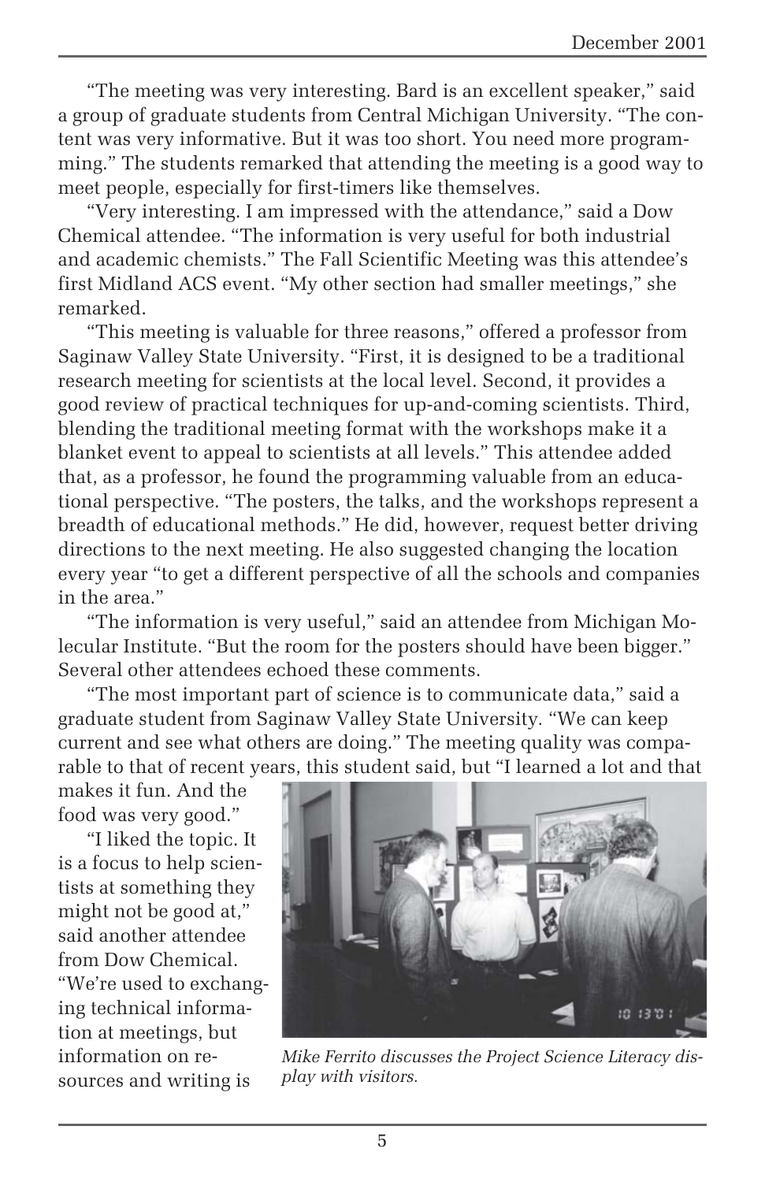"The meeting was very interesting. Bard is an excellent speaker," said a group of graduate students from Central Michigan University. "The content was very informative. But it was too short. You need more programming." The students remarked that attending the meeting is a good way to meet people, especially for first-timers like themselves.

"Very interesting. I am impressed with the attendance," said a Dow Chemical attendee. "The information is very useful for both industrial and academic chemists." The Fall Scientific Meeting was this attendee's first Midland ACS event. "My other section had smaller meetings," she remarked.

"This meeting is valuable for three reasons," offered a professor from Saginaw Valley State University. "First, it is designed to be a traditional research meeting for scientists at the local level. Second, it provides a good review of practical techniques for up-and-coming scientists. Third, blending the traditional meeting format with the workshops make it a blanket event to appeal to scientists at all levels." This attendee added that, as a professor, he found the programming valuable from an educational perspective. "The posters, the talks, and the workshops represent a breadth of educational methods." He did, however, request better driving directions to the next meeting. He also suggested changing the location every year "to get a different perspective of all the schools and companies in the area."

"The information is very useful," said an attendee from Michigan Molecular Institute. "But the room for the posters should have been bigger." Several other attendees echoed these comments.

"The most important part of science is to communicate data," said a graduate student from Saginaw Valley State University. "We can keep current and see what others are doing." The meeting quality was comparable to that of recent years, this student said, but "I learned a lot and that makes it fun. And the food was very good."

"I liked the topic. It is a focus to help scientists at something they might not be good at," said another attendee from Dow Chemical. "We're used to exchanging technical information at meetings, but information on resources and writing is

*Mike Ferrito discusses the Project Science Literacy display with visitors.*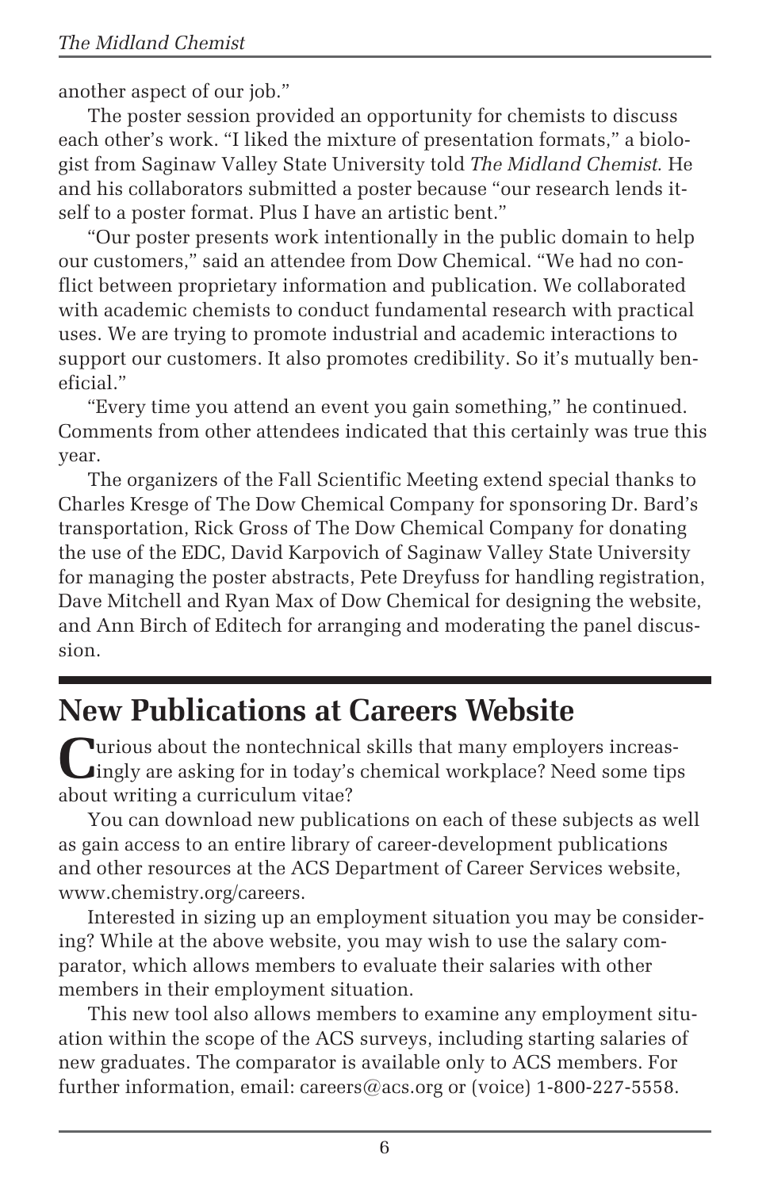another aspect of our job."

The poster session provided an opportunity for chemists to discuss each other's work. "I liked the mixture of presentation formats," a biologist from Saginaw Valley State University told *The Midland Chemist*. He and his collaborators submitted a poster because "our research lends itself to a poster format. Plus I have an artistic bent."

"Our poster presents work intentionally in the public domain to help our customers," said an attendee from Dow Chemical. "We had no conflict between proprietary information and publication. We collaborated with academic chemists to conduct fundamental research with practical uses. We are trying to promote industrial and academic interactions to support our customers. It also promotes credibility. So it's mutually beneficial."

"Every time you attend an event you gain something," he continued. Comments from other attendees indicated that this certainly was true this year.

The organizers of the Fall Scientific Meeting extend special thanks to Charles Kresge of The Dow Chemical Company for sponsoring Dr. Bard's transportation, Rick Gross of The Dow Chemical Company for donating the use of the EDC, David Karpovich of Saginaw Valley State University for managing the poster abstracts, Pete Dreyfuss for handling registration, Dave Mitchell and Ryan Max of Dow Chemical for designing the website, and Ann Birch of Editech for arranging and moderating the panel discussion.

## New Publications at Careers Website

Curious about the nontechnical skills that many employers increasingly are asking for in today's chemical workplace? Need some tips about writing a curriculum vitae?

You can download new publications on each of these subjects as well as gain access to an entire library of career-development publications and other resources at the ACS Department of Career Services website, www.chemistry.org/careers.

Interested in sizing up an employment situation you may be considering? While at the above website, you may wish to use the salary comparator, which allows members to evaluate their salaries with other members in their employment situation.

This new tool also allows members to examine any employment situation within the scope of the ACS surveys, including starting salaries of new graduates. The comparator is available only to ACS members. For further information, email: careers@acs.org or (voice) 1-800-227-5558.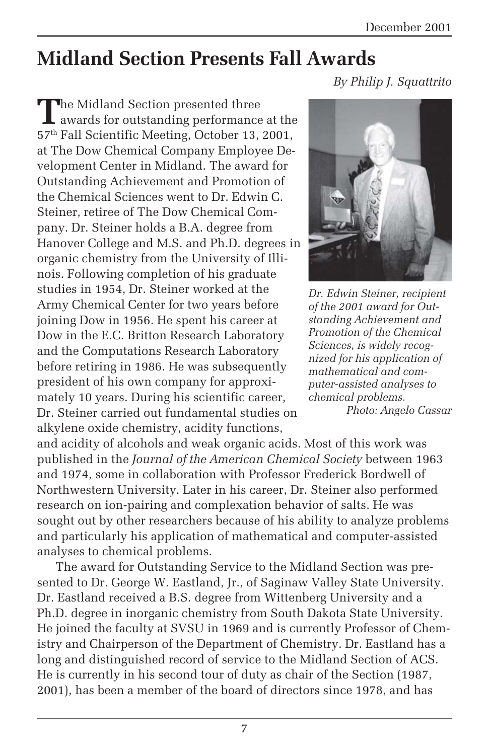# Midland Section Presents Fall Awards

*By Philip J. Squattrito*

The Midland Section presented three awards for outstanding performance at the 57th Fall Scientific Meeting, October 13, 2001, at The Dow Chemical Company Employee Development Center in Midland. The award for Outstanding Achievement and Promotion of the Chemical Sciences went to Dr. Edwin C. Steiner, retiree of The Dow Chemical Company. Dr. Steiner holds a B.A. degree from Hanover College and M.S. and Ph.D. degrees in organic chemistry from the University of Illinois. Following completion of his graduate studies in 1954, Dr. Steiner worked at the Army Chemical Center for two years before joining Dow in 1956. He spent his career at Dow in the E.C. Britton Research Laboratory and the Computations Research Laboratory before retiring in 1986. He was subsequently president of his own company for approximately 10 years. During his scientific career, Dr. Steiner carried out fundamental studies on alkylene oxide chemistry, acidity functions, and acidity of alcohols and weak organic acids. Most of this work was published in the *Journal of the American Chemical Society* between 1963 and 1974, some in collaboration with Professor Frederick Bordwell of Northwestern University. Later in his career, Dr. Steiner also performed research on ion-pairing and complexation behavior of salts. He was sought out by other researchers because of his ability to analyze problems and particularly his application of mathematical and computer-assisted analyses to chemical problems.

*Dr. Edwin Steiner, recipient of the 2001 award for Outstanding Achievement and Promotion of the Chemical Sciences, is widely recognized for his application of mathematical and computer-assisted analyses to chemical problems.*
*Photo: Angelo Cassar*

The award for Outstanding Service to the Midland Section was presented to Dr. George W. Eastland, Jr., of Saginaw Valley State University. Dr. Eastland received a B.S. degree from Wittenberg University and a Ph.D. degree in inorganic chemistry from South Dakota State University. He joined the faculty at SVSU in 1969 and is currently Professor of Chemistry and Chairperson of the Department of Chemistry. Dr. Eastland has a long and distinguished record of service to the Midland Section of ACS. He is currently in his second tour of duty as chair of the Section (1987, 2001), has been a member of the board of directors since 1978, and has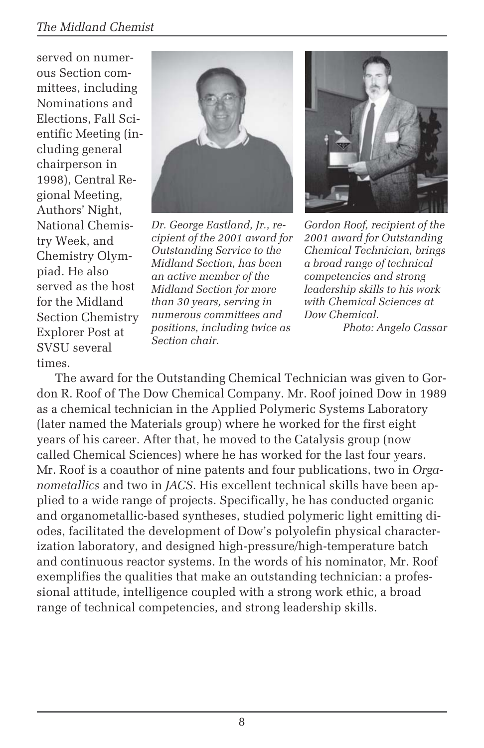served on numerous Section committees, including Nominations and Elections, Fall Scientific Meeting (including general chairperson in 1998), Central Regional Meeting, Authors' Night, National Chemistry Week, and Chemistry Olympiad. He also served as the host for the Midland Section Chemistry Explorer Post at SVSU several times.

*Dr. George Eastland, Jr., recipient of the 2001 award for Outstanding Service to the Midland Section, has been an active member of the Midland Section for more than 30 years, serving in numerous committees and positions, including twice as Section chair.*

*Gordon Roof, recipient of the 2001 award for Outstanding Chemical Technician, brings a broad range of technical competencies and strong leadership skills to his work with Chemical Sciences at Dow Chemical.*
*Photo: Angelo Cassar*

The award for the Outstanding Chemical Technician was given to Gordon R. Roof of The Dow Chemical Company. Mr. Roof joined Dow in 1989 as a chemical technician in the Applied Polymeric Systems Laboratory (later named the Materials group) where he worked for the first eight years of his career. After that, he moved to the Catalysis group (now called Chemical Sciences) where he has worked for the last four years. Mr. Roof is a coauthor of nine patents and four publications, two in *Organometallics* and two in *JACS*. His excellent technical skills have been applied to a wide range of projects. Specifically, he has conducted organic and organometallic-based syntheses, studied polymeric light emitting diodes, facilitated the development of Dow's polyolefin physical characterization laboratory, and designed high-pressure/high-temperature batch and continuous reactor systems. In the words of his nominator, Mr. Roof exemplifies the qualities that make an outstanding technician: a professional attitude, intelligence coupled with a strong work ethic, a broad range of technical competencies, and strong leadership skills.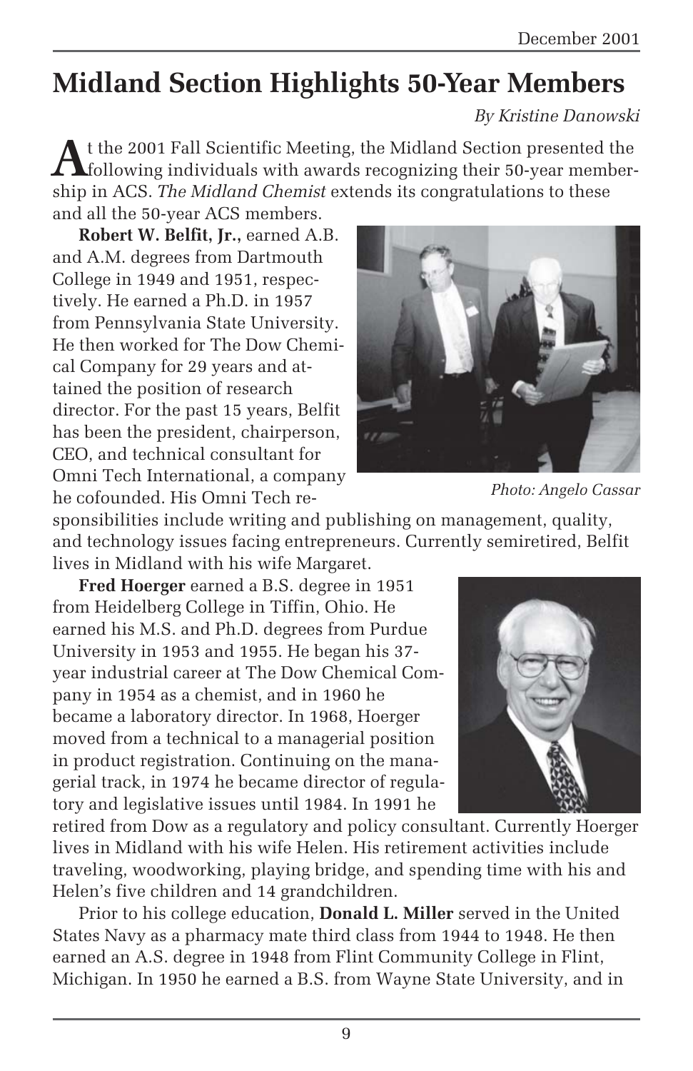# Midland Section Highlights 50-Year Members

*By Kristine Danowski*

At the 2001 Fall Scientific Meeting, the Midland Section presented the following individuals with awards recognizing their 50-year membership in ACS. *The Midland Chemist* extends its congratulations to these and all the 50-year ACS members.

**Robert W. Belfit, Jr.,** earned A.B. and A.M. degrees from Dartmouth College in 1949 and 1951, respectively. He earned a Ph.D. in 1957 from Pennsylvania State University. He then worked for The Dow Chemical Company for 29 years and attained the position of research director. For the past 15 years, Belfit has been the president, chairperson, CEO, and technical consultant for Omni Tech International, a company he cofounded. His Omni Tech responsibilities include writing and publishing on management, quality, and technology issues facing entrepreneurs. Currently semiretired, Belfit lives in Midland with his wife Margaret.

*Photo: Angelo Cassar*

**Fred Hoerger** earned a B.S. degree in 1951 from Heidelberg College in Tiffin, Ohio. He earned his M.S. and Ph.D. degrees from Purdue University in 1953 and 1955. He began his 37-year industrial career at The Dow Chemical Company in 1954 as a chemist, and in 1960 he became a laboratory director. In 1968, Hoerger moved from a technical to a managerial position in product registration. Continuing on the managerial track, in 1974 he became director of regulatory and legislative issues until 1984. In 1991 he retired from Dow as a regulatory and policy consultant. Currently Hoerger lives in Midland with his wife Helen. His retirement activities include traveling, woodworking, playing bridge, and spending time with his and Helen's five children and 14 grandchildren.

Prior to his college education, **Donald L. Miller** served in the United States Navy as a pharmacy mate third class from 1944 to 1948. He then earned an A.S. degree in 1948 from Flint Community College in Flint, Michigan. In 1950 he earned a B.S. from Wayne State University, and in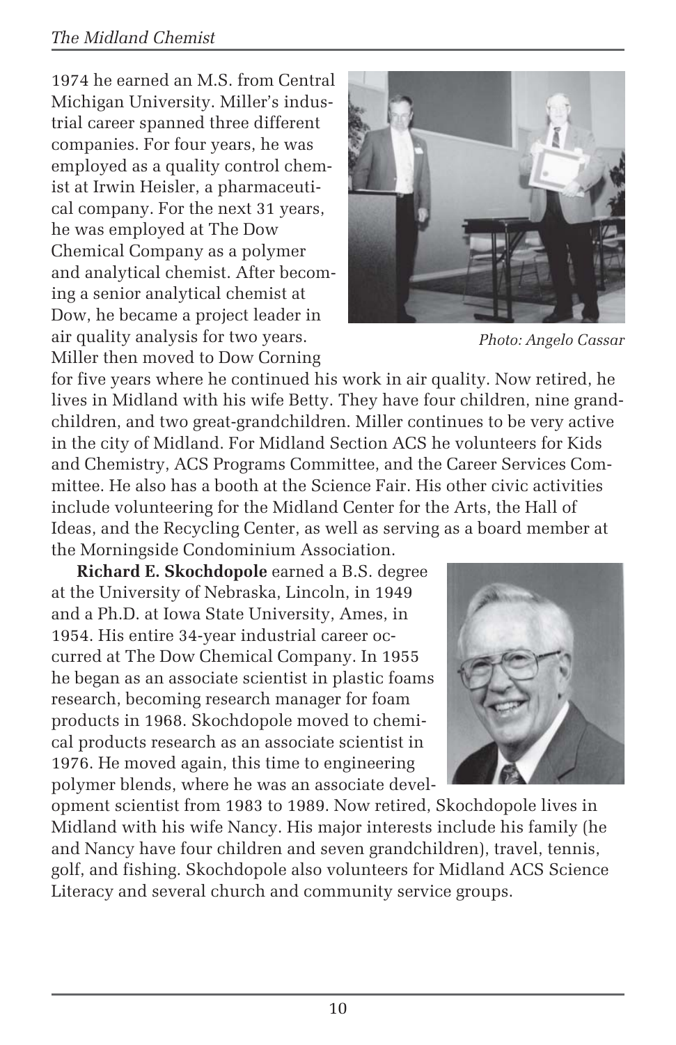1974 he earned an M.S. from Central Michigan University. Miller's industrial career spanned three different companies. For four years, he was employed as a quality control chemist at Irwin Heisler, a pharmaceutical company. For the next 31 years, he was employed at The Dow Chemical Company as a polymer and analytical chemist. After becoming a senior analytical chemist at Dow, he became a project leader in air quality analysis for two years. Miller then moved to Dow Corning for five years where he continued his work in air quality. Now retired, he lives in Midland with his wife Betty. They have four children, nine grandchildren, and two great-grandchildren. Miller continues to be very active in the city of Midland. For Midland Section ACS he volunteers for Kids and Chemistry, ACS Programs Committee, and the Career Services Committee. He also has a booth at the Science Fair. His other civic activities include volunteering for the Midland Center for the Arts, the Hall of Ideas, and the Recycling Center, as well as serving as a board member at the Morningside Condominium Association.

*Photo: Angelo Cassar*

**Richard E. Skochdopole** earned a B.S. degree at the University of Nebraska, Lincoln, in 1949 and a Ph.D. at Iowa State University, Ames, in 1954. His entire 34-year industrial career occurred at The Dow Chemical Company. In 1955 he began as an associate scientist in plastic foams research, becoming research manager for foam products in 1968. Skochdopole moved to chemical products research as an associate scientist in 1976. He moved again, this time to engineering polymer blends, where he was an associate development scientist from 1983 to 1989. Now retired, Skochdopole lives in Midland with his wife Nancy. His major interests include his family (he and Nancy have four children and seven grandchildren), travel, tennis, golf, and fishing. Skochdopole also volunteers for Midland ACS Science Literacy and several church and community service groups.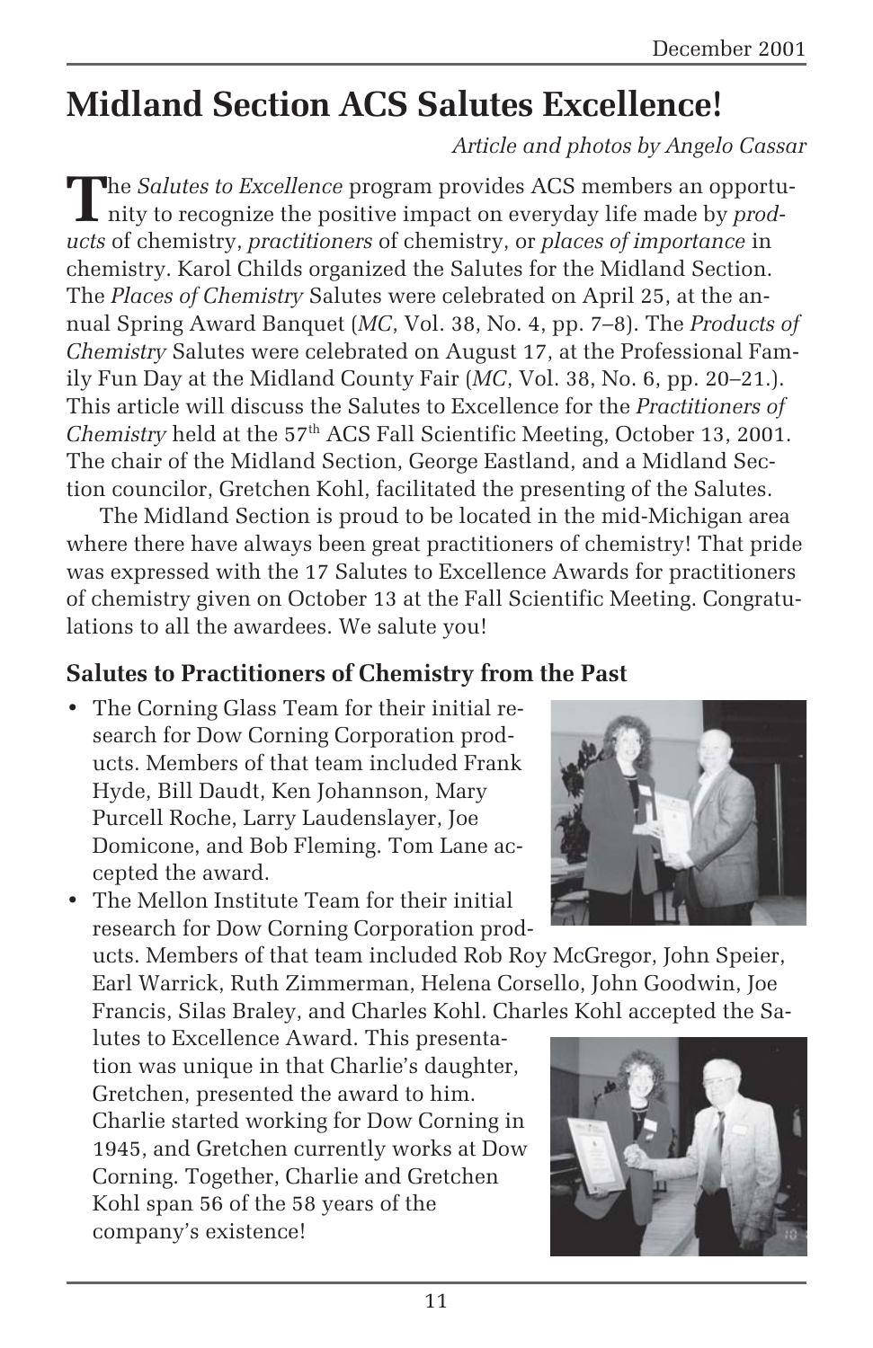# Midland Section ACS Salutes Excellence!

*Article and photos by Angelo Cassar*

The *Salutes to Excellence* program provides ACS members an opportunity to recognize the positive impact on everyday life made by *products* of chemistry, *practitioners* of chemistry, or *places of importance* in chemistry. Karol Childs organized the Salutes for the Midland Section. The *Places of Chemistry* Salutes were celebrated on April 25, at the annual Spring Award Banquet (*MC*, Vol. 38, No. 4, pp. 7–8). The *Products of Chemistry* Salutes were celebrated on August 17, at the Professional Family Fun Day at the Midland County Fair (*MC*, Vol. 38, No. 6, pp. 20–21.). This article will discuss the Salutes to Excellence for the *Practitioners of Chemistry* held at the 57th ACS Fall Scientific Meeting, October 13, 2001. The chair of the Midland Section, George Eastland, and a Midland Section councilor, Gretchen Kohl, facilitated the presenting of the Salutes.

The Midland Section is proud to be located in the mid-Michigan area where there have always been great practitioners of chemistry! That pride was expressed with the 17 Salutes to Excellence Awards for practitioners of chemistry given on October 13 at the Fall Scientific Meeting. Congratulations to all the awardees. We salute you!

### Salutes to Practitioners of Chemistry from the Past

- The Corning Glass Team for their initial research for Dow Corning Corporation products. Members of that team included Frank Hyde, Bill Daudt, Ken Johannson, Mary Purcell Roche, Larry Laudenslayer, Joe Domicone, and Bob Fleming. Tom Lane accepted the award.
- The Mellon Institute Team for their initial research for Dow Corning Corporation products. Members of that team included Rob Roy McGregor, John Speier, Earl Warrick, Ruth Zimmerman, Helena Corsello, John Goodwin, Joe Francis, Silas Braley, and Charles Kohl. Charles Kohl accepted the Salutes to Excellence Award. This presentation was unique in that Charlie's daughter, Gretchen, presented the award to him. Charlie started working for Dow Corning in 1945, and Gretchen currently works at Dow Corning. Together, Charlie and Gretchen Kohl span 56 of the 58 years of the company's existence!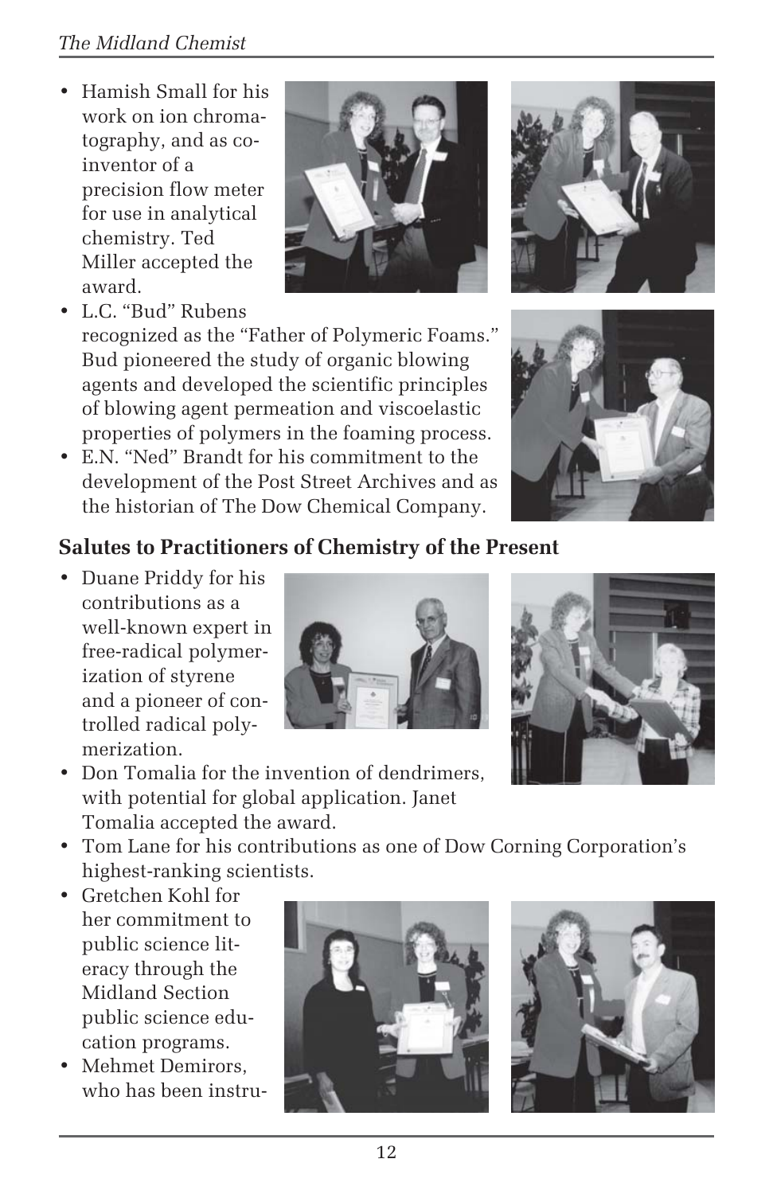- Hamish Small for his work on ion chromatography, and as co-inventor of a precision flow meter for use in analytical chemistry. Ted Miller accepted the award.
- L.C. "Bud" Rubens recognized as the "Father of Polymeric Foams." Bud pioneered the study of organic blowing agents and developed the scientific principles of blowing agent permeation and viscoelastic properties of polymers in the foaming process.
- E.N. "Ned" Brandt for his commitment to the development of the Post Street Archives and as the historian of The Dow Chemical Company.

## Salutes to Practitioners of Chemistry of the Present

- Duane Priddy for his contributions as a well-known expert in free-radical polymerization of styrene and a pioneer of controlled radical polymerization.
- Don Tomalia for the invention of dendrimers, with potential for global application. Janet Tomalia accepted the award.
- Tom Lane for his contributions as one of Dow Corning Corporation's highest-ranking scientists.
- Gretchen Kohl for her commitment to public science literacy through the Midland Section public science education programs.
- Mehmet Demirors, who has been instru-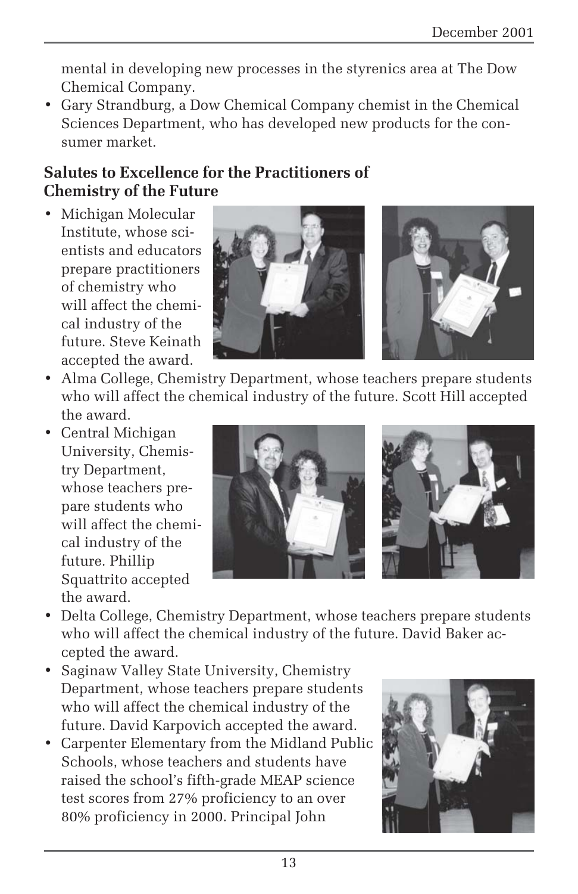mental in developing new processes in the styrenics area at The Dow Chemical Company.

- Gary Strandburg, a Dow Chemical Company chemist in the Chemical Sciences Department, who has developed new products for the consumer market.

### Salutes to Excellence for the Practitioners of Chemistry of the Future

- Michigan Molecular Institute, whose scientists and educators prepare practitioners of chemistry who will affect the chemical industry of the future. Steve Keinath accepted the award.
- Alma College, Chemistry Department, whose teachers prepare students who will affect the chemical industry of the future. Scott Hill accepted the award.
- Central Michigan University, Chemistry Department, whose teachers prepare students who will affect the chemical industry of the future. Phillip Squattrito accepted the award.
- Delta College, Chemistry Department, whose teachers prepare students who will affect the chemical industry of the future. David Baker accepted the award.
- Saginaw Valley State University, Chemistry Department, whose teachers prepare students who will affect the chemical industry of the future. David Karpovich accepted the award.
- Carpenter Elementary from the Midland Public Schools, whose teachers and students have raised the school's fifth-grade MEAP science test scores from 27% proficiency to an over 80% proficiency in 2000. Principal John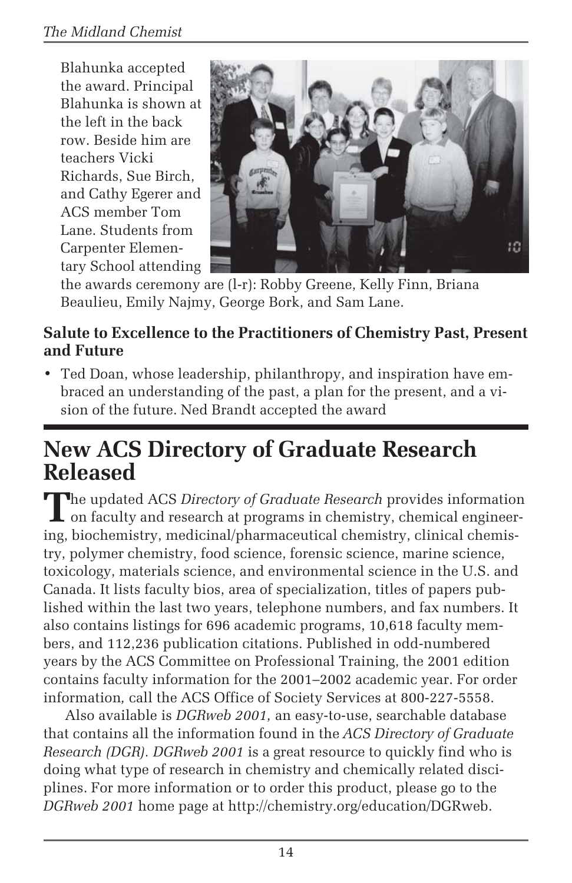Blahunka accepted the award. Principal Blahunka is shown at the left in the back row. Beside him are teachers Vicki Richards, Sue Birch, and Cathy Egerer and ACS member Tom Lane. Students from Carpenter Elementary School attending the awards ceremony are (l-r): Robby Greene, Kelly Finn, Briana Beaulieu, Emily Najmy, George Bork, and Sam Lane.

**Salute to Excellence to the Practitioners of Chemistry Past, Present and Future**

- Ted Doan, whose leadership, philanthropy, and inspiration have embraced an understanding of the past, a plan for the present, and a vision of the future. Ned Brandt accepted the award

# New ACS Directory of Graduate Research Released

The updated ACS *Directory of Graduate Research* provides information on faculty and research at programs in chemistry, chemical engineering, biochemistry, medicinal/pharmaceutical chemistry, clinical chemistry, polymer chemistry, food science, forensic science, marine science, toxicology, materials science, and environmental science in the U.S. and Canada. It lists faculty bios, area of specialization, titles of papers published within the last two years, telephone numbers, and fax numbers. It also contains listings for 696 academic programs, 10,618 faculty members, and 112,236 publication citations. Published in odd-numbered years by the ACS Committee on Professional Training, the 2001 edition contains faculty information for the 2001–2002 academic year. For order information, call the ACS Office of Society Services at 800-227-5558.

Also available is *DGRweb 2001,* an easy-to-use, searchable database that contains all the information found in the *ACS Directory of Graduate Research (DGR). DGRweb 2001* is a great resource to quickly find who is doing what type of research in chemistry and chemically related disciplines. For more information or to order this product, please go to the *DGRweb 2001* home page at http://chemistry.org/education/DGRweb.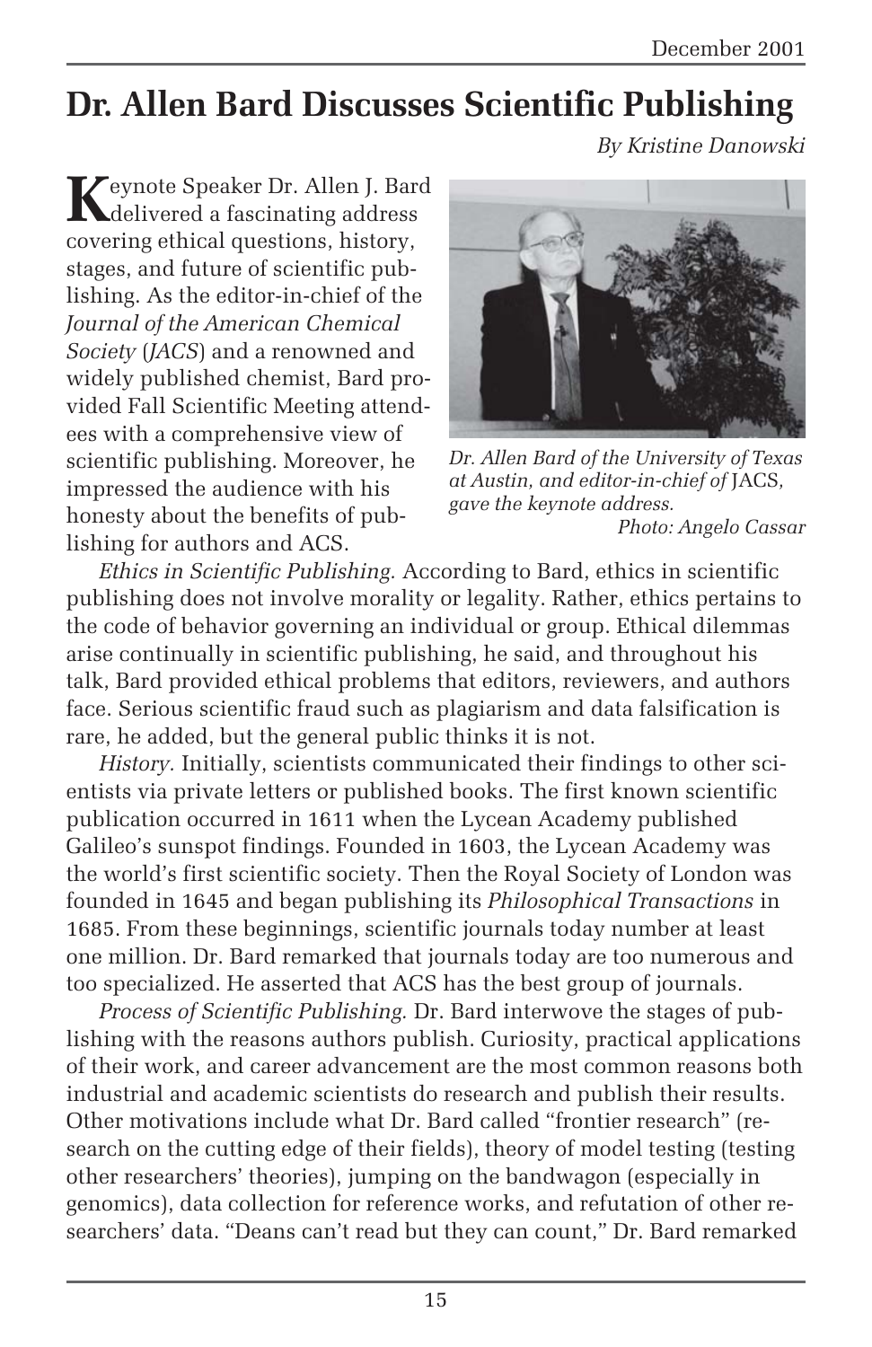# Dr. Allen Bard Discusses Scientific Publishing

*By Kristine Danowski*

Keynote Speaker Dr. Allen J. Bard delivered a fascinating address covering ethical questions, history, stages, and future of scientific publishing. As the editor-in-chief of the *Journal of the American Chemical Society* (*JACS*) and a renowned and widely published chemist, Bard provided Fall Scientific Meeting attendees with a comprehensive view of scientific publishing. Moreover, he impressed the audience with his honesty about the benefits of publishing for authors and ACS.

*Dr. Allen Bard of the University of Texas at Austin, and editor-in-chief of* JACS*, gave the keynote address.*
*Photo: Angelo Cassar*

*Ethics in Scientific Publishing.* According to Bard, ethics in scientific publishing does not involve morality or legality. Rather, ethics pertains to the code of behavior governing an individual or group. Ethical dilemmas arise continually in scientific publishing, he said, and throughout his talk, Bard provided ethical problems that editors, reviewers, and authors face. Serious scientific fraud such as plagiarism and data falsification is rare, he added, but the general public thinks it is not.

*History.* Initially, scientists communicated their findings to other scientists via private letters or published books. The first known scientific publication occurred in 1611 when the Lycean Academy published Galileo's sunspot findings. Founded in 1603, the Lycean Academy was the world's first scientific society. Then the Royal Society of London was founded in 1645 and began publishing its *Philosophical Transactions* in 1685. From these beginnings, scientific journals today number at least one million. Dr. Bard remarked that journals today are too numerous and too specialized. He asserted that ACS has the best group of journals.

*Process of Scientific Publishing.* Dr. Bard interwove the stages of publishing with the reasons authors publish. Curiosity, practical applications of their work, and career advancement are the most common reasons both industrial and academic scientists do research and publish their results. Other motivations include what Dr. Bard called "frontier research" (research on the cutting edge of their fields), theory of model testing (testing other researchers' theories), jumping on the bandwagon (especially in genomics), data collection for reference works, and refutation of other researchers' data. "Deans can't read but they can count," Dr. Bard remarked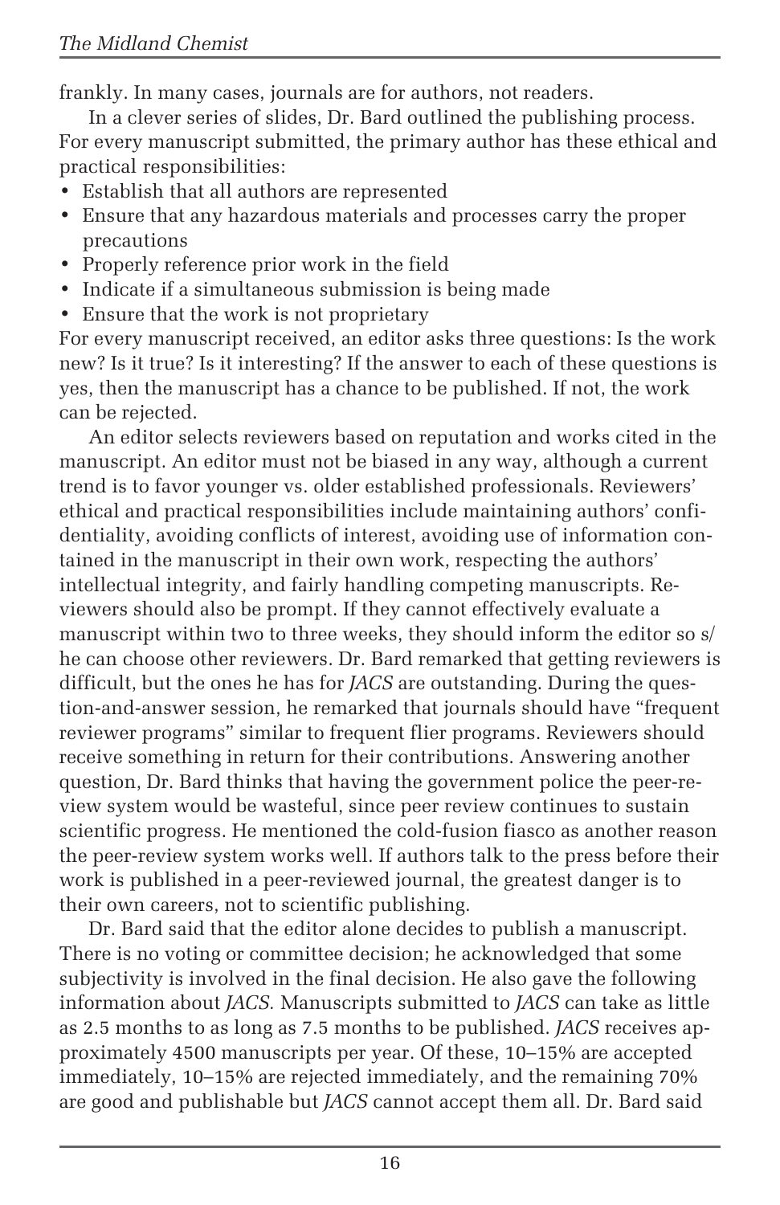frankly. In many cases, journals are for authors, not readers.

In a clever series of slides, Dr. Bard outlined the publishing process. For every manuscript submitted, the primary author has these ethical and practical responsibilities:

- Establish that all authors are represented
- Ensure that any hazardous materials and processes carry the proper precautions
- Properly reference prior work in the field
- Indicate if a simultaneous submission is being made
- Ensure that the work is not proprietary

For every manuscript received, an editor asks three questions: Is the work new? Is it true? Is it interesting? If the answer to each of these questions is yes, then the manuscript has a chance to be published. If not, the work can be rejected.

An editor selects reviewers based on reputation and works cited in the manuscript. An editor must not be biased in any way, although a current trend is to favor younger vs. older established professionals. Reviewers' ethical and practical responsibilities include maintaining authors' confidentiality, avoiding conflicts of interest, avoiding use of information contained in the manuscript in their own work, respecting the authors' intellectual integrity, and fairly handling competing manuscripts. Reviewers should also be prompt. If they cannot effectively evaluate a manuscript within two to three weeks, they should inform the editor so s/he can choose other reviewers. Dr. Bard remarked that getting reviewers is difficult, but the ones he has for *JACS* are outstanding. During the question-and-answer session, he remarked that journals should have "frequent reviewer programs" similar to frequent flier programs. Reviewers should receive something in return for their contributions. Answering another question, Dr. Bard thinks that having the government police the peer-review system would be wasteful, since peer review continues to sustain scientific progress. He mentioned the cold-fusion fiasco as another reason the peer-review system works well. If authors talk to the press before their work is published in a peer-reviewed journal, the greatest danger is to their own careers, not to scientific publishing.

Dr. Bard said that the editor alone decides to publish a manuscript. There is no voting or committee decision; he acknowledged that some subjectivity is involved in the final decision. He also gave the following information about *JACS.* Manuscripts submitted to *JACS* can take as little as 2.5 months to as long as 7.5 months to be published. *JACS* receives approximately 4500 manuscripts per year. Of these, 10–15% are accepted immediately, 10–15% are rejected immediately, and the remaining 70% are good and publishable but *JACS* cannot accept them all. Dr. Bard said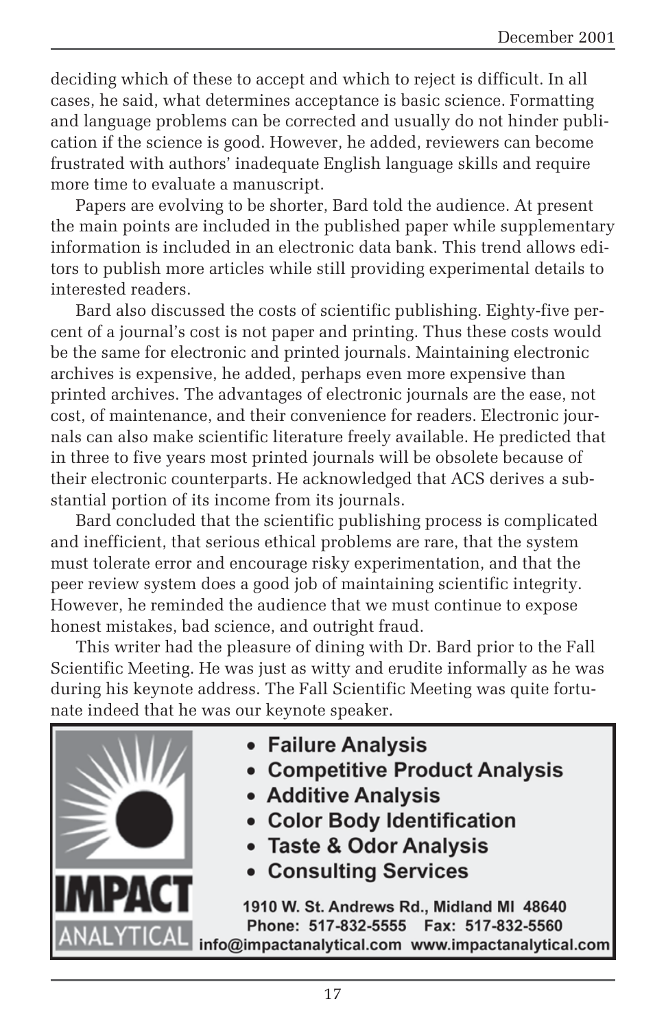deciding which of these to accept and which to reject is difficult. In all cases, he said, what determines acceptance is basic science. Formatting and language problems can be corrected and usually do not hinder publication if the science is good. However, he added, reviewers can become frustrated with authors' inadequate English language skills and require more time to evaluate a manuscript.

Papers are evolving to be shorter, Bard told the audience. At present the main points are included in the published paper while supplementary information is included in an electronic data bank. This trend allows editors to publish more articles while still providing experimental details to interested readers.

Bard also discussed the costs of scientific publishing. Eighty-five percent of a journal's cost is not paper and printing. Thus these costs would be the same for electronic and printed journals. Maintaining electronic archives is expensive, he added, perhaps even more expensive than printed archives. The advantages of electronic journals are the ease, not cost, of maintenance, and their convenience for readers. Electronic journals can also make scientific literature freely available. He predicted that in three to five years most printed journals will be obsolete because of their electronic counterparts. He acknowledged that ACS derives a substantial portion of its income from its journals.

Bard concluded that the scientific publishing process is complicated and inefficient, that serious ethical problems are rare, that the system must tolerate error and encourage risky experimentation, and that the peer review system does a good job of maintaining scientific integrity. However, he reminded the audience that we must continue to expose honest mistakes, bad science, and outright fraud.

This writer had the pleasure of dining with Dr. Bard prior to the Fall Scientific Meeting. He was just as witty and erudite informally as he was during his keynote address. The Fall Scientific Meeting was quite fortunate indeed that he was our keynote speaker.

**IMPACT ANALYTICAL**

- **Failure Analysis**
- **Competitive Product Analysis**
- **Additive Analysis**
- **Color Body Identification**
- **Taste & Odor Analysis**
- **Consulting Services**

**1910 W. St. Andrews Rd., Midland MI 48640**
**Phone: 517-832-5555 Fax: 517-832-5560**
**info@impactanalytical.com www.impactanalytical.com**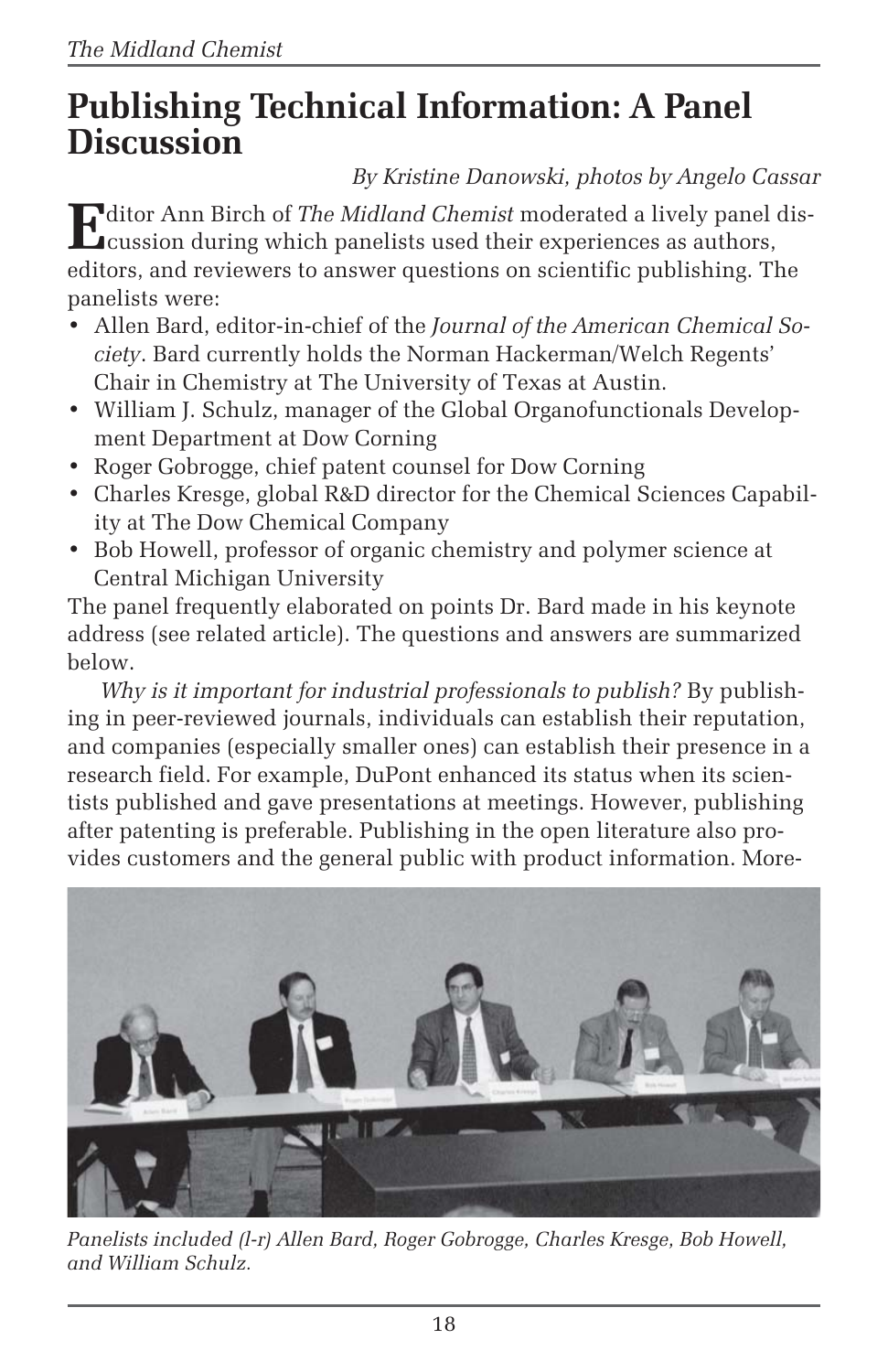# Publishing Technical Information: A Panel Discussion

*By Kristine Danowski, photos by Angelo Cassar*

Editor Ann Birch of *The Midland Chemist* moderated a lively panel discussion during which panelists used their experiences as authors, editors, and reviewers to answer questions on scientific publishing. The panelists were:

- Allen Bard, editor-in-chief of the *Journal of the American Chemical Society*. Bard currently holds the Norman Hackerman/Welch Regents' Chair in Chemistry at The University of Texas at Austin.
- William J. Schulz, manager of the Global Organofunctionals Development Department at Dow Corning
- Roger Gobrogge, chief patent counsel for Dow Corning
- Charles Kresge, global R&D director for the Chemical Sciences Capability at The Dow Chemical Company
- Bob Howell, professor of organic chemistry and polymer science at Central Michigan University

The panel frequently elaborated on points Dr. Bard made in his keynote address (see related article). The questions and answers are summarized below.

*Why is it important for industrial professionals to publish?* By publishing in peer-reviewed journals, individuals can establish their reputation, and companies (especially smaller ones) can establish their presence in a research field. For example, DuPont enhanced its status when its scientists published and gave presentations at meetings. However, publishing after patenting is preferable. Publishing in the open literature also provides customers and the general public with product information. More-

*Panelists included (l-r) Allen Bard, Roger Gobrogge, Charles Kresge, Bob Howell, and William Schulz.*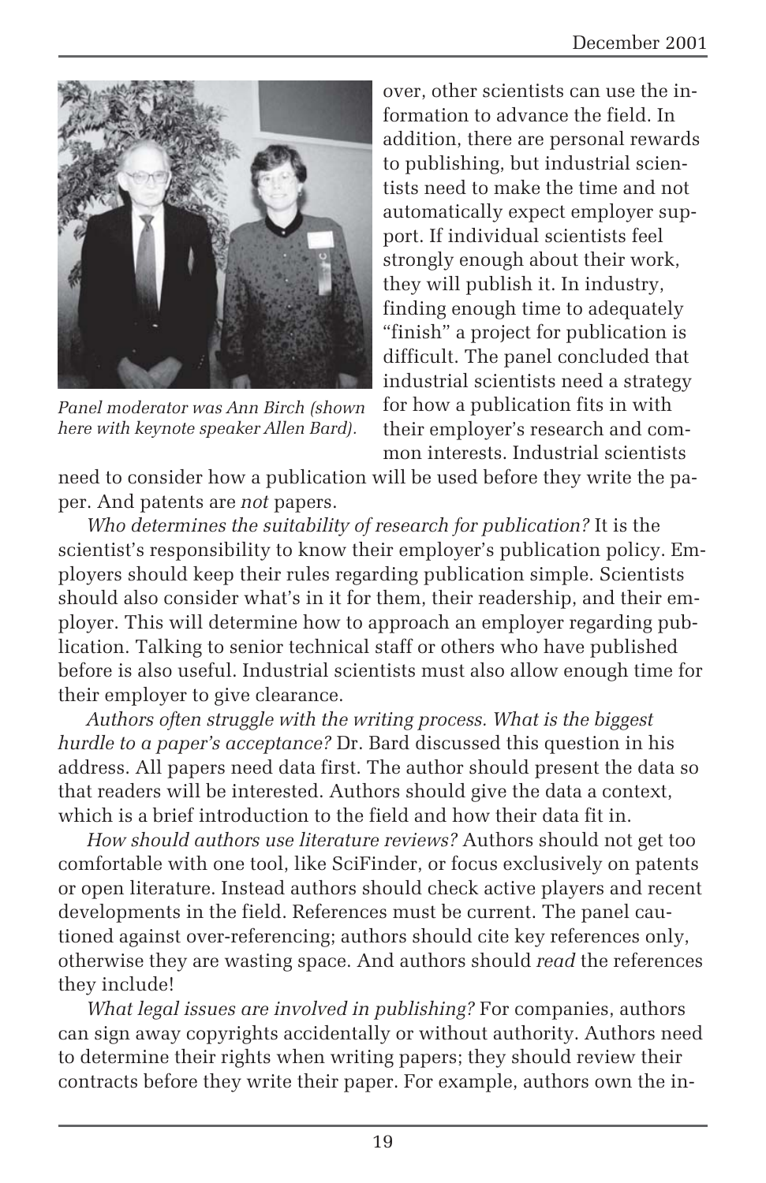over, other scientists can use the information to advance the field. In addition, there are personal rewards to publishing, but industrial scientists need to make the time and not automatically expect employer support. If individual scientists feel strongly enough about their work, they will publish it. In industry, finding enough time to adequately "finish" a project for publication is difficult. The panel concluded that industrial scientists need a strategy for how a publication fits in with their employer's research and common interests. Industrial scientists need to consider how a publication will be used before they write the paper. And patents are *not* papers.

*Panel moderator was Ann Birch (shown here with keynote speaker Allen Bard).*

*Who determines the suitability of research for publication?* It is the scientist's responsibility to know their employer's publication policy. Employers should keep their rules regarding publication simple. Scientists should also consider what's in it for them, their readership, and their employer. This will determine how to approach an employer regarding publication. Talking to senior technical staff or others who have published before is also useful. Industrial scientists must also allow enough time for their employer to give clearance.

*Authors often struggle with the writing process. What is the biggest hurdle to a paper's acceptance?* Dr. Bard discussed this question in his address. All papers need data first. The author should present the data so that readers will be interested. Authors should give the data a context, which is a brief introduction to the field and how their data fit in.

*How should authors use literature reviews?* Authors should not get too comfortable with one tool, like SciFinder, or focus exclusively on patents or open literature. Instead authors should check active players and recent developments in the field. References must be current. The panel cautioned against over-referencing; authors should cite key references only, otherwise they are wasting space. And authors should *read* the references they include!

*What legal issues are involved in publishing?* For companies, authors can sign away copyrights accidentally or without authority. Authors need to determine their rights when writing papers; they should review their contracts before they write their paper. For example, authors own the in-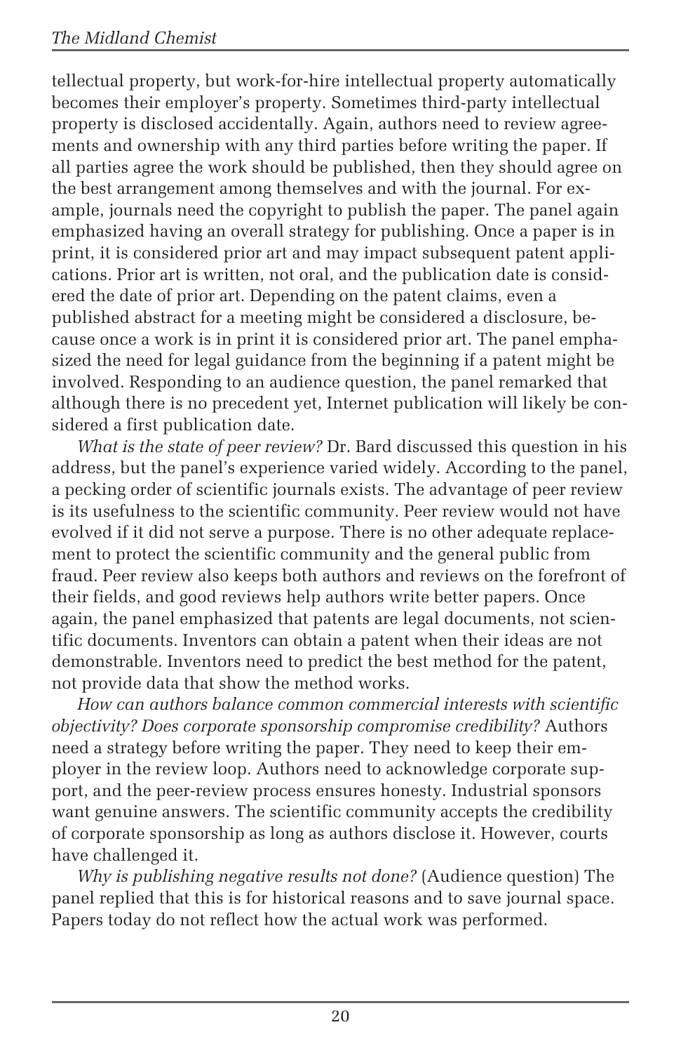tellectual property, but work-for-hire intellectual property automatically becomes their employer's property. Sometimes third-party intellectual property is disclosed accidentally. Again, authors need to review agreements and ownership with any third parties before writing the paper. If all parties agree the work should be published, then they should agree on the best arrangement among themselves and with the journal. For example, journals need the copyright to publish the paper. The panel again emphasized having an overall strategy for publishing. Once a paper is in print, it is considered prior art and may impact subsequent patent applications. Prior art is written, not oral, and the publication date is considered the date of prior art. Depending on the patent claims, even a published abstract for a meeting might be considered a disclosure, because once a work is in print it is considered prior art. The panel emphasized the need for legal guidance from the beginning if a patent might be involved. Responding to an audience question, the panel remarked that although there is no precedent yet, Internet publication will likely be considered a first publication date.

*What is the state of peer review?* Dr. Bard discussed this question in his address, but the panel's experience varied widely. According to the panel, a pecking order of scientific journals exists. The advantage of peer review is its usefulness to the scientific community. Peer review would not have evolved if it did not serve a purpose. There is no other adequate replacement to protect the scientific community and the general public from fraud. Peer review also keeps both authors and reviews on the forefront of their fields, and good reviews help authors write better papers. Once again, the panel emphasized that patents are legal documents, not scientific documents. Inventors can obtain a patent when their ideas are not demonstrable. Inventors need to predict the best method for the patent, not provide data that show the method works.

*How can authors balance common commercial interests with scientific objectivity? Does corporate sponsorship compromise credibility?* Authors need a strategy before writing the paper. They need to keep their employer in the review loop. Authors need to acknowledge corporate support, and the peer-review process ensures honesty. Industrial sponsors want genuine answers. The scientific community accepts the credibility of corporate sponsorship as long as authors disclose it. However, courts have challenged it.

*Why is publishing negative results not done?* (Audience question) The panel replied that this is for historical reasons and to save journal space. Papers today do not reflect how the actual work was performed.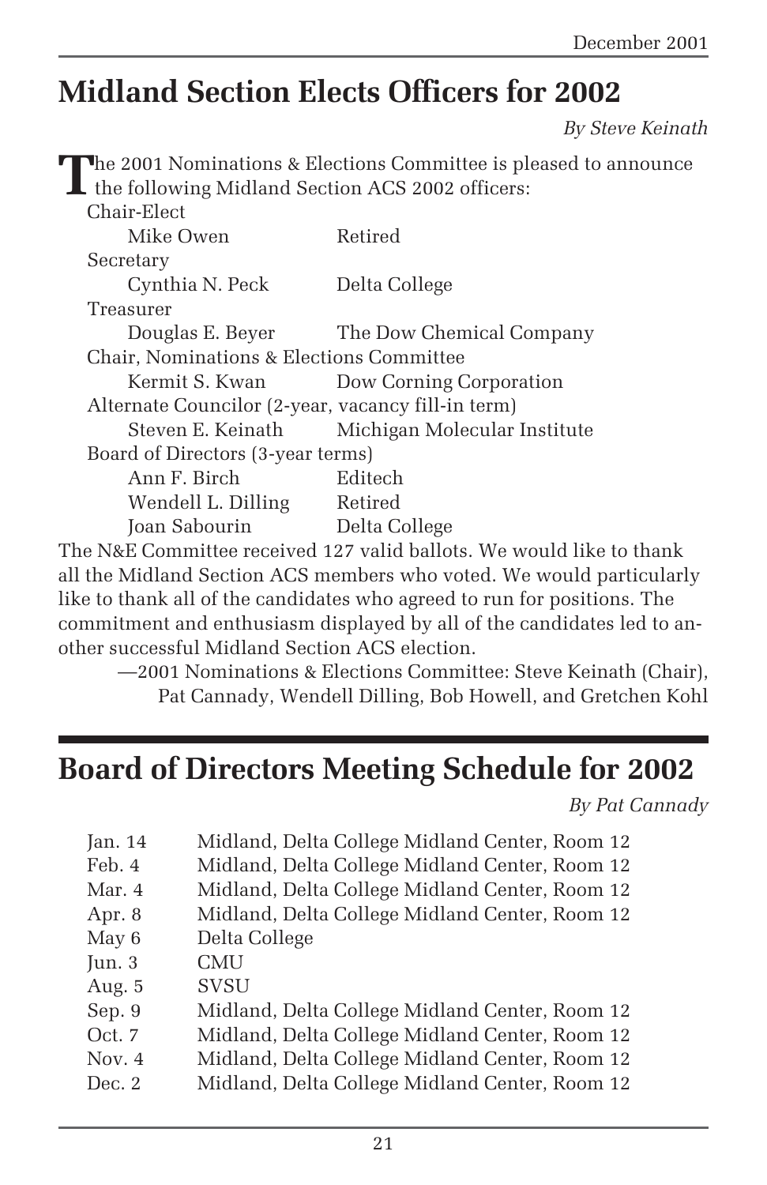# Midland Section Elects Officers for 2002

*By Steve Keinath*

The 2001 Nominations & Elections Committee is pleased to announce the following Midland Section ACS 2002 officers:

Chair-Elect

| | |
|---|---|
| Mike Owen | Retired |

Secretary

| | |
|---|---|
| Cynthia N. Peck | Delta College |

Treasurer

| | |
|---|---|
| Douglas E. Beyer | The Dow Chemical Company |

Chair, Nominations & Elections Committee

| | |
|---|---|
| Kermit S. Kwan | Dow Corning Corporation |

Alternate Councilor (2-year, vacancy fill-in term)

| | |
|---|---|
| Steven E. Keinath | Michigan Molecular Institute |

Board of Directors (3-year terms)

| | |
|---|---|
| Ann F. Birch | Editech |
| Wendell L. Dilling | Retired |
| Joan Sabourin | Delta College |

The N&E Committee received 127 valid ballots. We would like to thank all the Midland Section ACS members who voted. We would particularly like to thank all of the candidates who agreed to run for positions. The commitment and enthusiasm displayed by all of the candidates led to another successful Midland Section ACS election.

—2001 Nominations & Elections Committee: Steve Keinath (Chair), Pat Cannady, Wendell Dilling, Bob Howell, and Gretchen Kohl

# Board of Directors Meeting Schedule for 2002

*By Pat Cannady*

| | |
|---|---|
| Jan. 14 | Midland, Delta College Midland Center, Room 12 |
| Feb. 4 | Midland, Delta College Midland Center, Room 12 |
| Mar. 4 | Midland, Delta College Midland Center, Room 12 |
| Apr. 8 | Midland, Delta College Midland Center, Room 12 |
| May 6 | Delta College |
| Jun. 3 | CMU |
| Aug. 5 | SVSU |
| Sep. 9 | Midland, Delta College Midland Center, Room 12 |
| Oct. 7 | Midland, Delta College Midland Center, Room 12 |
| Nov. 4 | Midland, Delta College Midland Center, Room 12 |
| Dec. 2 | Midland, Delta College Midland Center, Room 12 |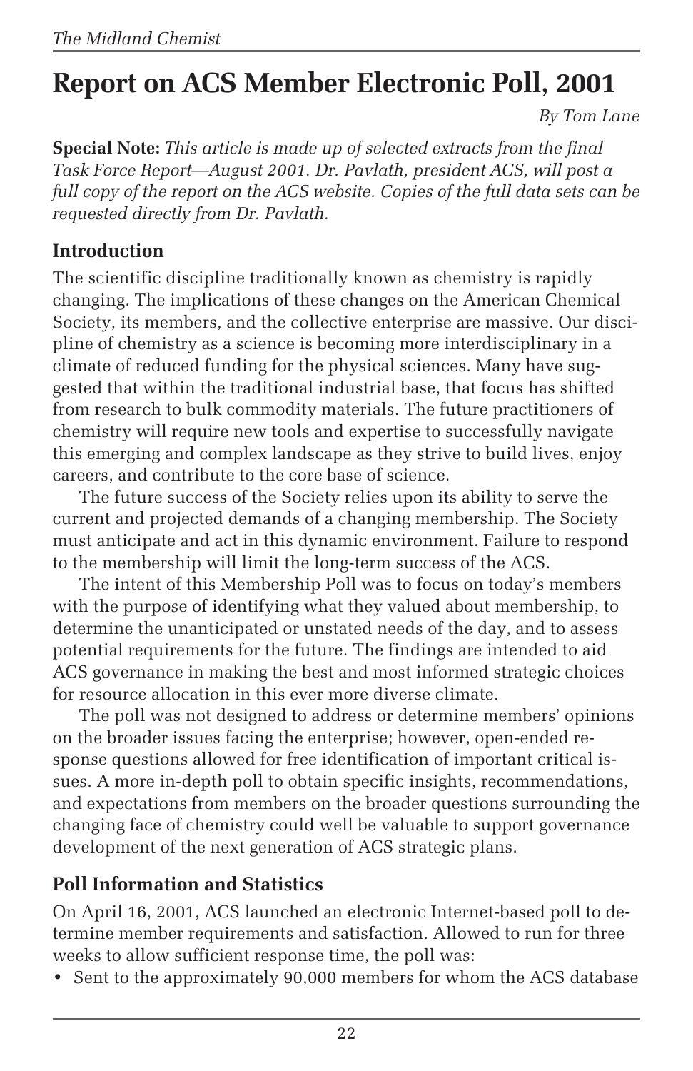# Report on ACS Member Electronic Poll, 2001

*By Tom Lane*

**Special Note:** *This article is made up of selected extracts from the final Task Force Report—August 2001. Dr. Pavlath, president ACS, will post a full copy of the report on the ACS website. Copies of the full data sets can be requested directly from Dr. Pavlath.*

## Introduction

The scientific discipline traditionally known as chemistry is rapidly changing. The implications of these changes on the American Chemical Society, its members, and the collective enterprise are massive. Our discipline of chemistry as a science is becoming more interdisciplinary in a climate of reduced funding for the physical sciences. Many have suggested that within the traditional industrial base, that focus has shifted from research to bulk commodity materials. The future practitioners of chemistry will require new tools and expertise to successfully navigate this emerging and complex landscape as they strive to build lives, enjoy careers, and contribute to the core base of science.

The future success of the Society relies upon its ability to serve the current and projected demands of a changing membership. The Society must anticipate and act in this dynamic environment. Failure to respond to the membership will limit the long-term success of the ACS.

The intent of this Membership Poll was to focus on today's members with the purpose of identifying what they valued about membership, to determine the unanticipated or unstated needs of the day, and to assess potential requirements for the future. The findings are intended to aid ACS governance in making the best and most informed strategic choices for resource allocation in this ever more diverse climate.

The poll was not designed to address or determine members' opinions on the broader issues facing the enterprise; however, open-ended response questions allowed for free identification of important critical issues. A more in-depth poll to obtain specific insights, recommendations, and expectations from members on the broader questions surrounding the changing face of chemistry could well be valuable to support governance development of the next generation of ACS strategic plans.

## Poll Information and Statistics

On April 16, 2001, ACS launched an electronic Internet-based poll to determine member requirements and satisfaction. Allowed to run for three weeks to allow sufficient response time, the poll was:

- Sent to the approximately 90,000 members for whom the ACS database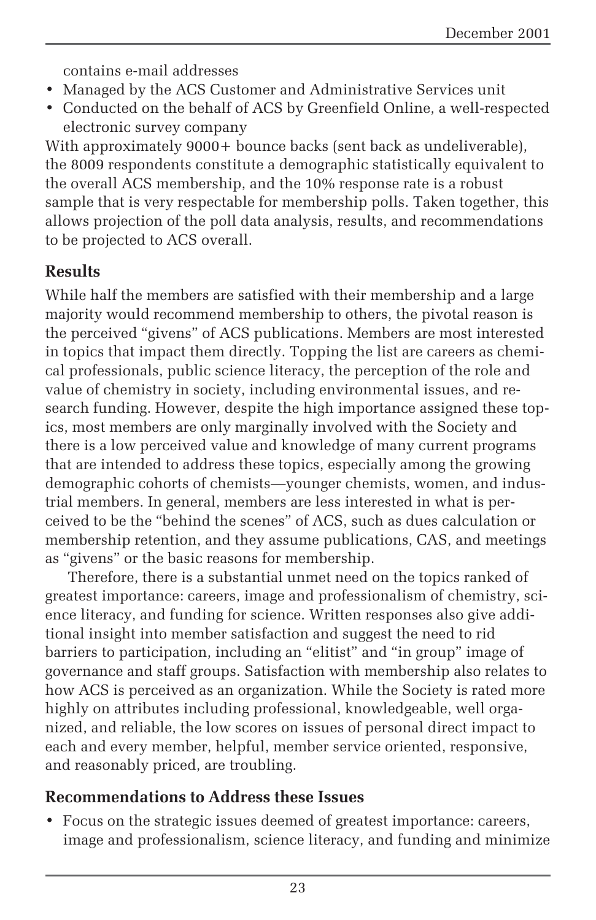contains e-mail addresses

- Managed by the ACS Customer and Administrative Services unit
- Conducted on the behalf of ACS by Greenfield Online, a well-respected electronic survey company

With approximately 9000+ bounce backs (sent back as undeliverable), the 8009 respondents constitute a demographic statistically equivalent to the overall ACS membership, and the 10% response rate is a robust sample that is very respectable for membership polls. Taken together, this allows projection of the poll data analysis, results, and recommendations to be projected to ACS overall.

## Results

While half the members are satisfied with their membership and a large majority would recommend membership to others, the pivotal reason is the perceived "givens" of ACS publications. Members are most interested in topics that impact them directly. Topping the list are careers as chemical professionals, public science literacy, the perception of the role and value of chemistry in society, including environmental issues, and research funding. However, despite the high importance assigned these topics, most members are only marginally involved with the Society and there is a low perceived value and knowledge of many current programs that are intended to address these topics, especially among the growing demographic cohorts of chemists—younger chemists, women, and industrial members. In general, members are less interested in what is perceived to be the "behind the scenes" of ACS, such as dues calculation or membership retention, and they assume publications, CAS, and meetings as "givens" or the basic reasons for membership.

Therefore, there is a substantial unmet need on the topics ranked of greatest importance: careers, image and professionalism of chemistry, science literacy, and funding for science. Written responses also give additional insight into member satisfaction and suggest the need to rid barriers to participation, including an "elitist" and "in group" image of governance and staff groups. Satisfaction with membership also relates to how ACS is perceived as an organization. While the Society is rated more highly on attributes including professional, knowledgeable, well organized, and reliable, the low scores on issues of personal direct impact to each and every member, helpful, member service oriented, responsive, and reasonably priced, are troubling.

## Recommendations to Address these Issues

- Focus on the strategic issues deemed of greatest importance: careers, image and professionalism, science literacy, and funding and minimize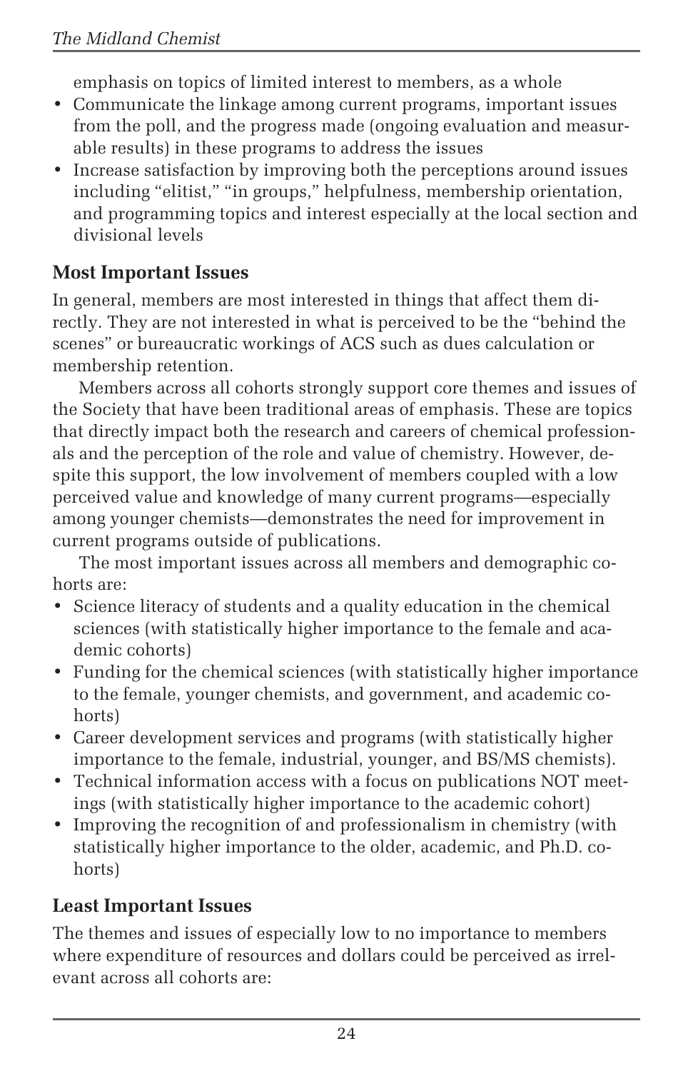emphasis on topics of limited interest to members, as a whole

- Communicate the linkage among current programs, important issues from the poll, and the progress made (ongoing evaluation and measurable results) in these programs to address the issues
- Increase satisfaction by improving both the perceptions around issues including "elitist," "in groups," helpfulness, membership orientation, and programming topics and interest especially at the local section and divisional levels

## Most Important Issues

In general, members are most interested in things that affect them directly. They are not interested in what is perceived to be the "behind the scenes" or bureaucratic workings of ACS such as dues calculation or membership retention.

Members across all cohorts strongly support core themes and issues of the Society that have been traditional areas of emphasis. These are topics that directly impact both the research and careers of chemical professionals and the perception of the role and value of chemistry. However, despite this support, the low involvement of members coupled with a low perceived value and knowledge of many current programs—especially among younger chemists—demonstrates the need for improvement in current programs outside of publications.

The most important issues across all members and demographic cohorts are:

- Science literacy of students and a quality education in the chemical sciences (with statistically higher importance to the female and academic cohorts)
- Funding for the chemical sciences (with statistically higher importance to the female, younger chemists, and government, and academic cohorts)
- Career development services and programs (with statistically higher importance to the female, industrial, younger, and BS/MS chemists).
- Technical information access with a focus on publications NOT meetings (with statistically higher importance to the academic cohort)
- Improving the recognition of and professionalism in chemistry (with statistically higher importance to the older, academic, and Ph.D. cohorts)

## Least Important Issues

The themes and issues of especially low to no importance to members where expenditure of resources and dollars could be perceived as irrelevant across all cohorts are: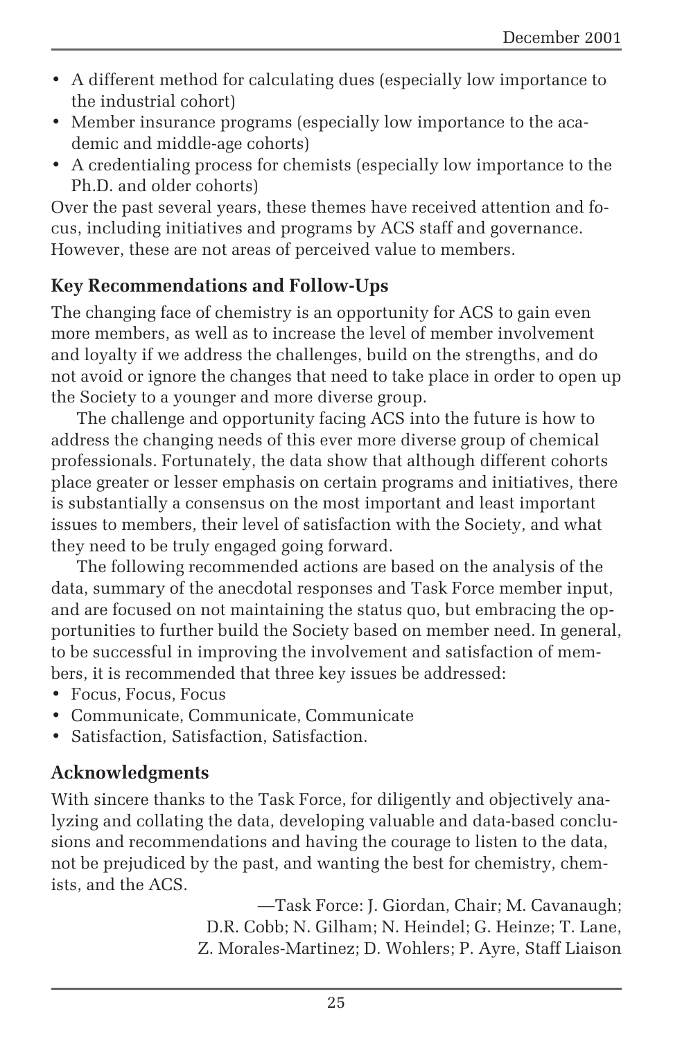- A different method for calculating dues (especially low importance to the industrial cohort)
- Member insurance programs (especially low importance to the academic and middle-age cohorts)
- A credentialing process for chemists (especially low importance to the Ph.D. and older cohorts)

Over the past several years, these themes have received attention and focus, including initiatives and programs by ACS staff and governance. However, these are not areas of perceived value to members.

## Key Recommendations and Follow-Ups

The changing face of chemistry is an opportunity for ACS to gain even more members, as well as to increase the level of member involvement and loyalty if we address the challenges, build on the strengths, and do not avoid or ignore the changes that need to take place in order to open up the Society to a younger and more diverse group.

The challenge and opportunity facing ACS into the future is how to address the changing needs of this ever more diverse group of chemical professionals. Fortunately, the data show that although different cohorts place greater or lesser emphasis on certain programs and initiatives, there is substantially a consensus on the most important and least important issues to members, their level of satisfaction with the Society, and what they need to be truly engaged going forward.

The following recommended actions are based on the analysis of the data, summary of the anecdotal responses and Task Force member input, and are focused on not maintaining the status quo, but embracing the opportunities to further build the Society based on member need. In general, to be successful in improving the involvement and satisfaction of members, it is recommended that three key issues be addressed:

- Focus, Focus, Focus
- Communicate, Communicate, Communicate
- Satisfaction, Satisfaction, Satisfaction.

## Acknowledgments

With sincere thanks to the Task Force, for diligently and objectively analyzing and collating the data, developing valuable and data-based conclusions and recommendations and having the courage to listen to the data, not be prejudiced by the past, and wanting the best for chemistry, chemists, and the ACS.

—Task Force: J. Giordan, Chair; M. Cavanaugh; D.R. Cobb; N. Gilham; N. Heindel; G. Heinze; T. Lane, Z. Morales-Martinez; D. Wohlers; P. Ayre, Staff Liaison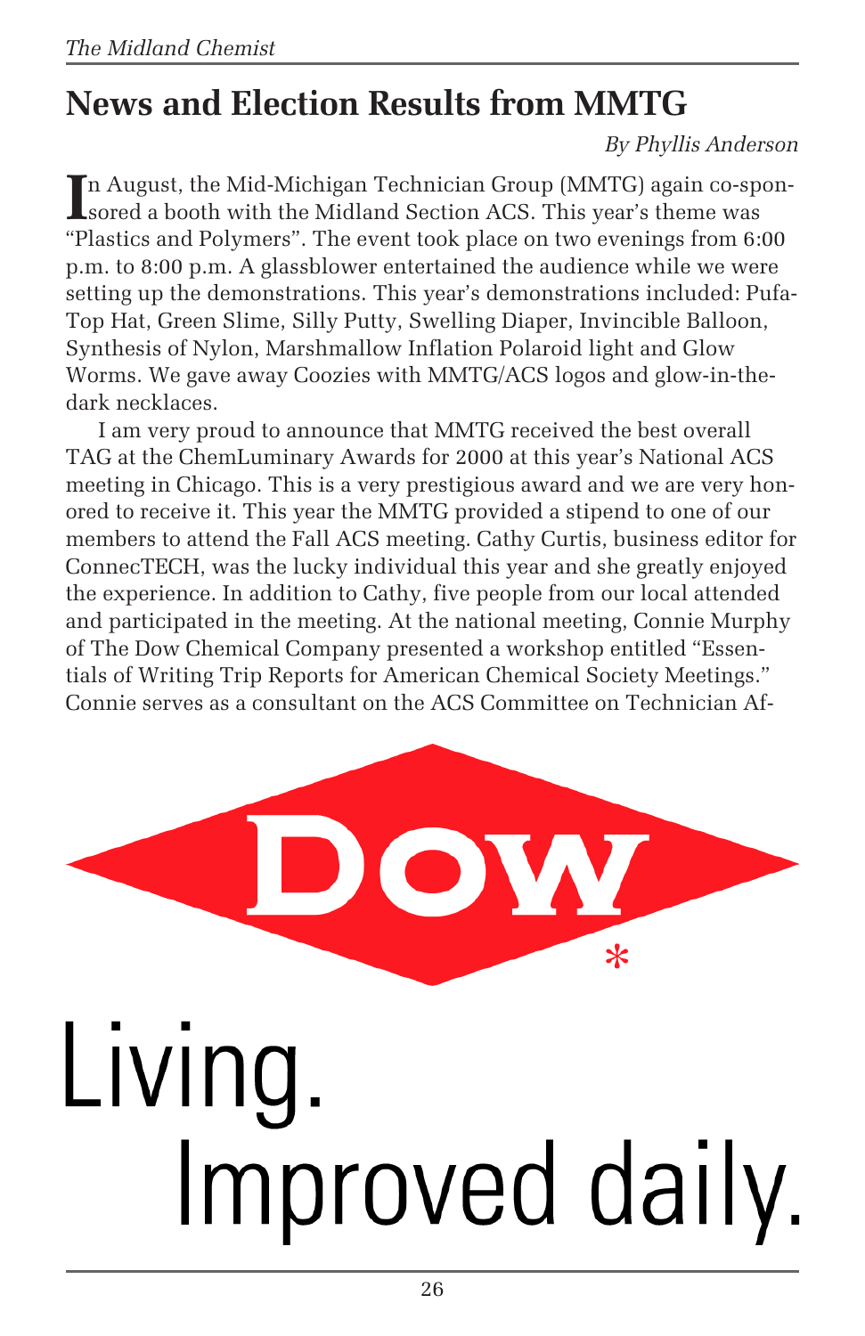## News and Election Results from MMTG

*By Phyllis Anderson*

In August, the Mid-Michigan Technician Group (MMTG) again co-sponsored a booth with the Midland Section ACS. This year's theme was "Plastics and Polymers". The event took place on two evenings from 6:00 p.m. to 8:00 p.m. A glassblower entertained the audience while we were setting up the demonstrations. This year's demonstrations included: Pufa-Top Hat, Green Slime, Silly Putty, Swelling Diaper, Invincible Balloon, Synthesis of Nylon, Marshmallow Inflation Polaroid light and Glow Worms. We gave away Coozies with MMTG/ACS logos and glow-in-the-dark necklaces.

I am very proud to announce that MMTG received the best overall TAG at the ChemLuminary Awards for 2000 at this year's National ACS meeting in Chicago. This is a very prestigious award and we are very honored to receive it. This year the MMTG provided a stipend to one of our members to attend the Fall ACS meeting. Cathy Curtis, business editor for ConnecTECH, was the lucky individual this year and she greatly enjoyed the experience. In addition to Cathy, five people from our local attended and participated in the meeting. At the national meeting, Connie Murphy of The Dow Chemical Company presented a workshop entitled "Essentials of Writing Trip Reports for American Chemical Society Meetings." Connie serves as a consultant on the ACS Committee on Technician Af-

DOW*

Living.
Improved daily.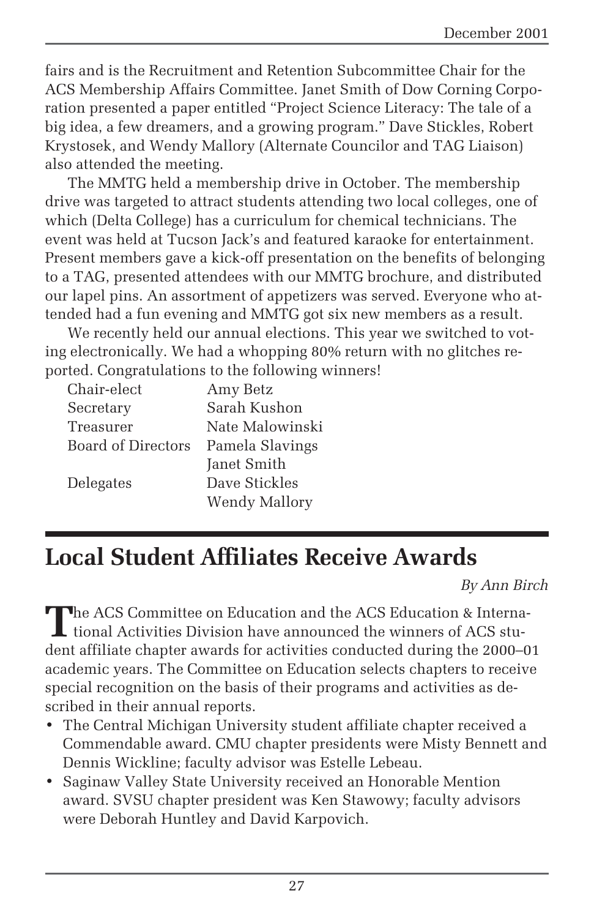fairs and is the Recruitment and Retention Subcommittee Chair for the ACS Membership Affairs Committee. Janet Smith of Dow Corning Corporation presented a paper entitled "Project Science Literacy: The tale of a big idea, a few dreamers, and a growing program." Dave Stickles, Robert Krystosek, and Wendy Mallory (Alternate Councilor and TAG Liaison) also attended the meeting.

The MMTG held a membership drive in October. The membership drive was targeted to attract students attending two local colleges, one of which (Delta College) has a curriculum for chemical technicians. The event was held at Tucson Jack's and featured karaoke for entertainment. Present members gave a kick-off presentation on the benefits of belonging to a TAG, presented attendees with our MMTG brochure, and distributed our lapel pins. An assortment of appetizers was served. Everyone who attended had a fun evening and MMTG got six new members as a result.

We recently held our annual elections. This year we switched to voting electronically. We had a whopping 80% return with no glitches reported. Congratulations to the following winners!

| | |
|---|---|
| Chair-elect | Amy Betz |
| Secretary | Sarah Kushon |
| Treasurer | Nate Malowinski |
| Board of Directors | Pamela Slavings |
| | Janet Smith |
| Delegates | Dave Stickles |
| | Wendy Mallory |

## Local Student Affiliates Receive Awards

*By Ann Birch*

The ACS Committee on Education and the ACS Education & International Activities Division have announced the winners of ACS student affiliate chapter awards for activities conducted during the 2000–01 academic years. The Committee on Education selects chapters to receive special recognition on the basis of their programs and activities as described in their annual reports.

- The Central Michigan University student affiliate chapter received a Commendable award. CMU chapter presidents were Misty Bennett and Dennis Wickline; faculty advisor was Estelle Lebeau.
- Saginaw Valley State University received an Honorable Mention award. SVSU chapter president was Ken Stawowy; faculty advisors were Deborah Huntley and David Karpovich.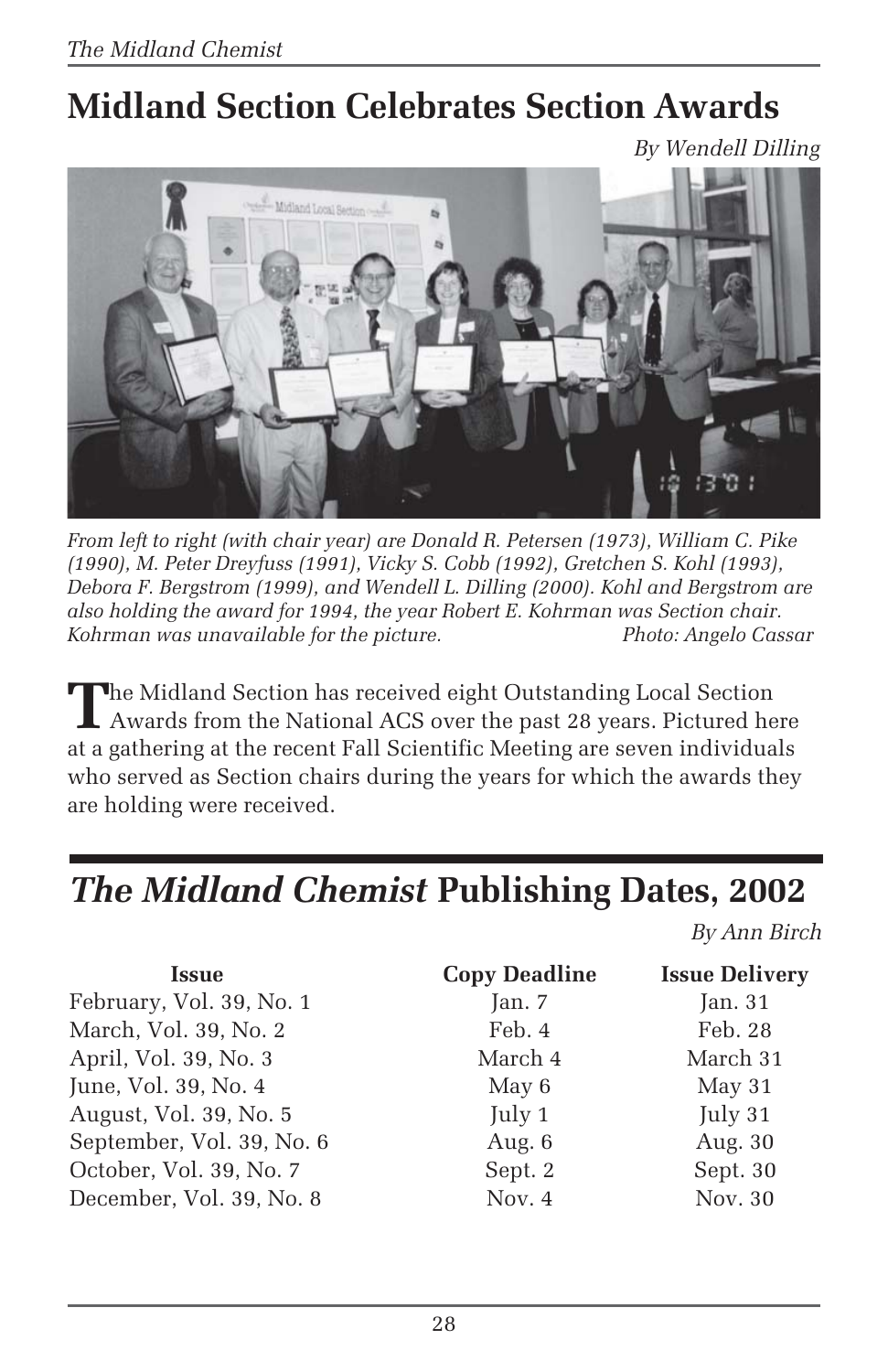# Midland Section Celebrates Section Awards

*By Wendell Dilling*

*From left to right (with chair year) are Donald R. Petersen (1973), William C. Pike (1990), M. Peter Dreyfuss (1991), Vicky S. Cobb (1992), Gretchen S. Kohl (1993), Debora F. Bergstrom (1999), and Wendell L. Dilling (2000). Kohl and Bergstrom are also holding the award for 1994, the year Robert E. Kohrman was Section chair. Kohrman was unavailable for the picture.* *Photo: Angelo Cassar*

The Midland Section has received eight Outstanding Local Section Awards from the National ACS over the past 28 years. Pictured here at a gathering at the recent Fall Scientific Meeting are seven individuals who served as Section chairs during the years for which the awards they are holding were received.

# *The Midland Chemist* Publishing Dates, 2002

*By Ann Birch*

| Issue | Copy Deadline | Issue Delivery |
|---|---|---|
| February, Vol. 39, No. 1 | Jan. 7 | Jan. 31 |
| March, Vol. 39, No. 2 | Feb. 4 | Feb. 28 |
| April, Vol. 39, No. 3 | March 4 | March 31 |
| June, Vol. 39, No. 4 | May 6 | May 31 |
| August, Vol. 39, No. 5 | July 1 | July 31 |
| September, Vol. 39, No. 6 | Aug. 6 | Aug. 30 |
| October, Vol. 39, No. 7 | Sept. 2 | Sept. 30 |
| December, Vol. 39, No. 8 | Nov. 4 | Nov. 30 |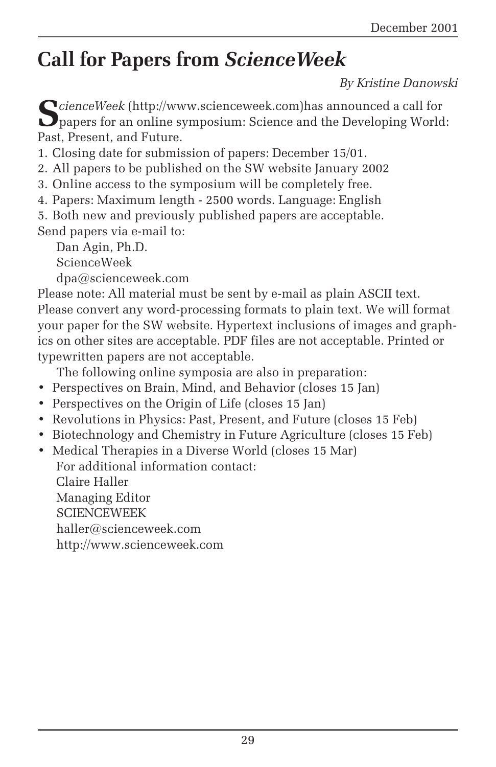# Call for Papers from *ScienceWeek*

*By Kristine Danowski*

*ScienceWeek* (http://www.scienceweek.com)has announced a call for papers for an online symposium: Science and the Developing World: Past, Present, and Future.

1. Closing date for submission of papers: December 15/01.
2. All papers to be published on the SW website January 2002
3. Online access to the symposium will be completely free.
4. Papers: Maximum length - 2500 words. Language: English
5. Both new and previously published papers are acceptable.

Send papers via e-mail to:

Dan Agin, Ph.D.
ScienceWeek
dpa@scienceweek.com

Please note: All material must be sent by e-mail as plain ASCII text. Please convert any word-processing formats to plain text. We will format your paper for the SW website. Hypertext inclusions of images and graphics on other sites are acceptable. PDF files are not acceptable. Printed or typewritten papers are not acceptable.

The following online symposia are also in preparation:

- Perspectives on Brain, Mind, and Behavior (closes 15 Jan)
- Perspectives on the Origin of Life (closes 15 Jan)
- Revolutions in Physics: Past, Present, and Future (closes 15 Feb)
- Biotechnology and Chemistry in Future Agriculture (closes 15 Feb)
- Medical Therapies in a Diverse World (closes 15 Mar)

For additional information contact:
Claire Haller
Managing Editor
SCIENCEWEEK
haller@scienceweek.com
http://www.scienceweek.com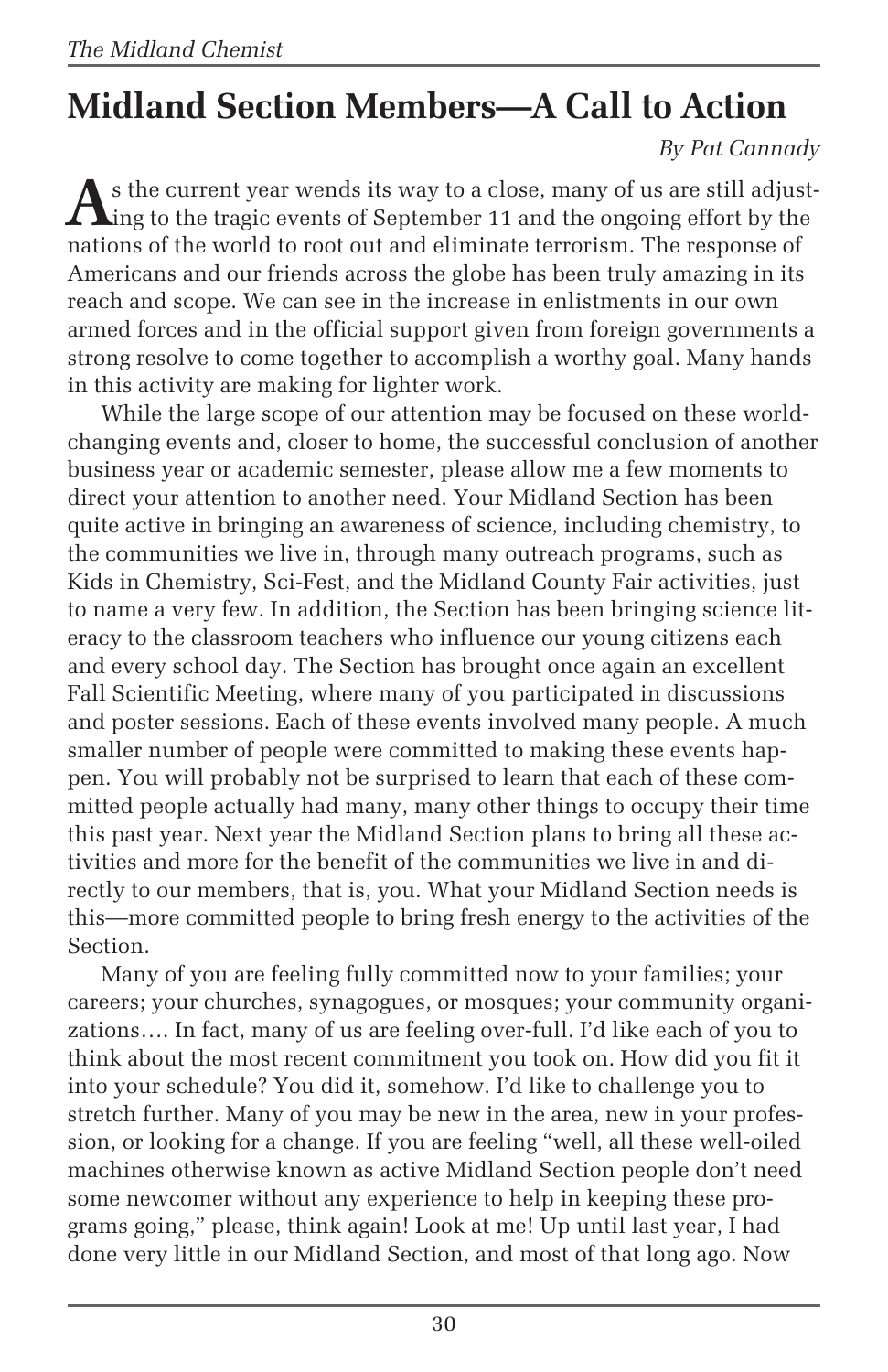# Midland Section Members—A Call to Action

*By Pat Cannady*

As the current year wends its way to a close, many of us are still adjusting to the tragic events of September 11 and the ongoing effort by the nations of the world to root out and eliminate terrorism. The response of Americans and our friends across the globe has been truly amazing in its reach and scope. We can see in the increase in enlistments in our own armed forces and in the official support given from foreign governments a strong resolve to come together to accomplish a worthy goal. Many hands in this activity are making for lighter work.

While the large scope of our attention may be focused on these world-changing events and, closer to home, the successful conclusion of another business year or academic semester, please allow me a few moments to direct your attention to another need. Your Midland Section has been quite active in bringing an awareness of science, including chemistry, to the communities we live in, through many outreach programs, such as Kids in Chemistry, Sci-Fest, and the Midland County Fair activities, just to name a very few. In addition, the Section has been bringing science literacy to the classroom teachers who influence our young citizens each and every school day. The Section has brought once again an excellent Fall Scientific Meeting, where many of you participated in discussions and poster sessions. Each of these events involved many people. A much smaller number of people were committed to making these events happen. You will probably not be surprised to learn that each of these committed people actually had many, many other things to occupy their time this past year. Next year the Midland Section plans to bring all these activities and more for the benefit of the communities we live in and directly to our members, that is, you. What your Midland Section needs is this—more committed people to bring fresh energy to the activities of the Section.

Many of you are feeling fully committed now to your families; your careers; your churches, synagogues, or mosques; your community organizations…. In fact, many of us are feeling over-full. I'd like each of you to think about the most recent commitment you took on. How did you fit it into your schedule? You did it, somehow. I'd like to challenge you to stretch further. Many of you may be new in the area, new in your profession, or looking for a change. If you are feeling "well, all these well-oiled machines otherwise known as active Midland Section people don't need some newcomer without any experience to help in keeping these programs going," please, think again! Look at me! Up until last year, I had done very little in our Midland Section, and most of that long ago. Now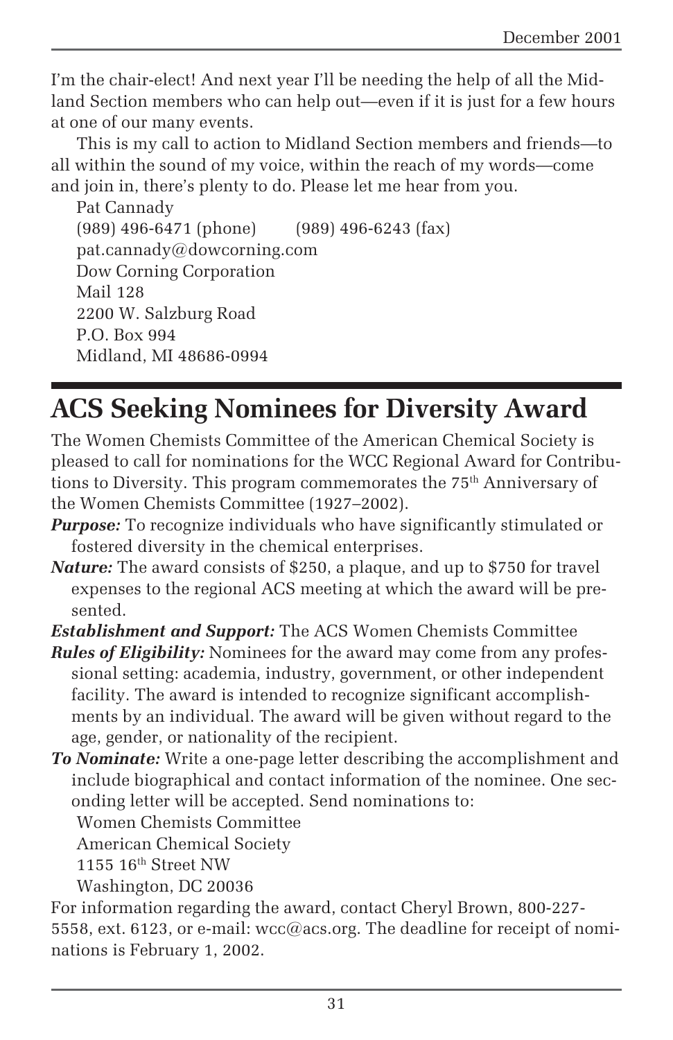I'm the chair-elect! And next year I'll be needing the help of all the Midland Section members who can help out—even if it is just for a few hours at one of our many events.

This is my call to action to Midland Section members and friends—to all within the sound of my voice, within the reach of my words—come and join in, there's plenty to do. Please let me hear from you.

Pat Cannady
(989) 496-6471 (phone) (989) 496-6243 (fax)
pat.cannady@dowcorning.com
Dow Corning Corporation
Mail 128
2200 W. Salzburg Road
P.O. Box 994
Midland, MI 48686-0994

# ACS Seeking Nominees for Diversity Award

The Women Chemists Committee of the American Chemical Society is pleased to call for nominations for the WCC Regional Award for Contributions to Diversity. This program commemorates the 75th Anniversary of the Women Chemists Committee (1927–2002).

***Purpose:*** To recognize individuals who have significantly stimulated or fostered diversity in the chemical enterprises.

***Nature:*** The award consists of $250, a plaque, and up to $750 for travel expenses to the regional ACS meeting at which the award will be presented.

***Establishment and Support:*** The ACS Women Chemists Committee

***Rules of Eligibility:*** Nominees for the award may come from any professional setting: academia, industry, government, or other independent facility. The award is intended to recognize significant accomplishments by an individual. The award will be given without regard to the age, gender, or nationality of the recipient.

***To Nominate:*** Write a one-page letter describing the accomplishment and include biographical and contact information of the nominee. One seconding letter will be accepted. Send nominations to:

Women Chemists Committee
American Chemical Society
1155 16th Street NW
Washington, DC 20036

For information regarding the award, contact Cheryl Brown, 800-227-5558, ext. 6123, or e-mail: wcc@acs.org. The deadline for receipt of nominations is February 1, 2002.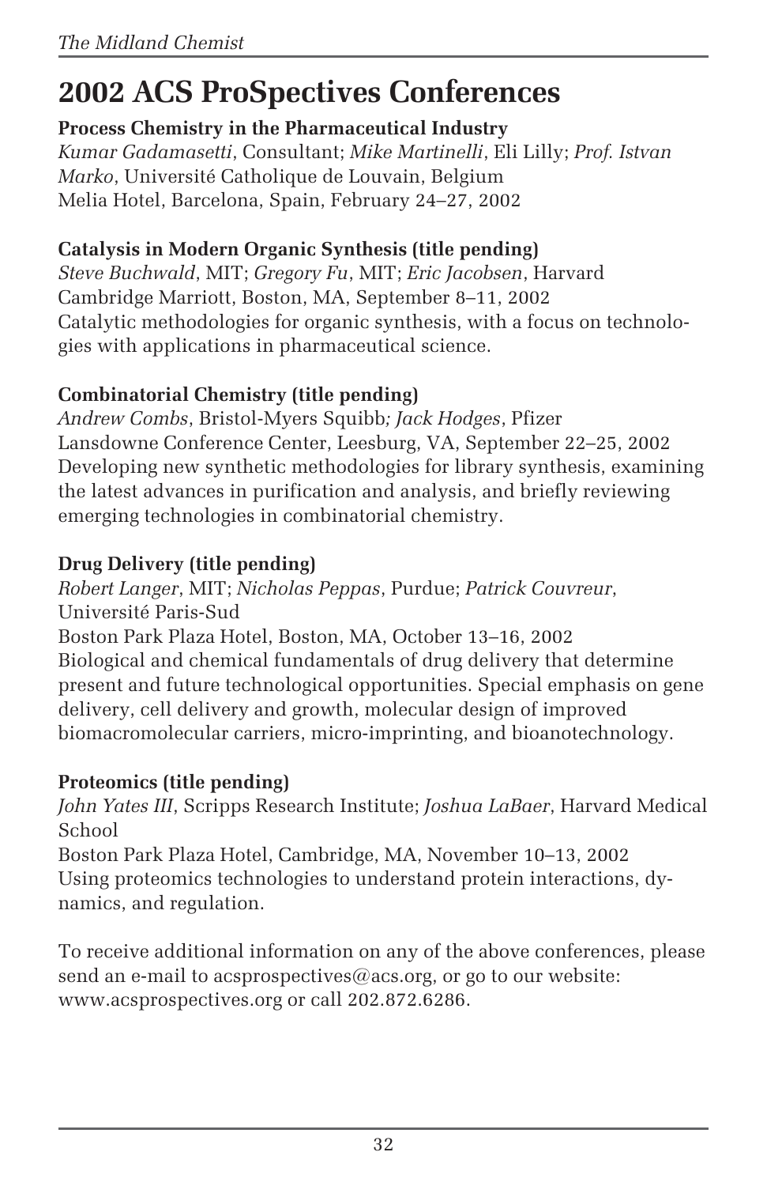# 2002 ACS ProSpectives Conferences

**Process Chemistry in the Pharmaceutical Industry**
*Kumar Gadamasetti*, Consultant; *Mike Martinelli*, Eli Lilly; *Prof. Istvan Marko*, Université Catholique de Louvain, Belgium
Melia Hotel, Barcelona, Spain, February 24–27, 2002

**Catalysis in Modern Organic Synthesis (title pending)**
*Steve Buchwald*, MIT; *Gregory Fu*, MIT; *Eric Jacobsen*, Harvard
Cambridge Marriott, Boston, MA, September 8–11, 2002
Catalytic methodologies for organic synthesis, with a focus on technologies with applications in pharmaceutical science.

**Combinatorial Chemistry (title pending)**
*Andrew Combs*, Bristol-Myers Squibb; *Jack Hodges*, Pfizer
Lansdowne Conference Center, Leesburg, VA, September 22–25, 2002
Developing new synthetic methodologies for library synthesis, examining the latest advances in purification and analysis, and briefly reviewing emerging technologies in combinatorial chemistry.

**Drug Delivery (title pending)**
*Robert Langer*, MIT; *Nicholas Peppas*, Purdue; *Patrick Couvreur*, Université Paris-Sud
Boston Park Plaza Hotel, Boston, MA, October 13–16, 2002
Biological and chemical fundamentals of drug delivery that determine present and future technological opportunities. Special emphasis on gene delivery, cell delivery and growth, molecular design of improved biomacromolecular carriers, micro-imprinting, and bioanotechnology.

**Proteomics (title pending)**
*John Yates III*, Scripps Research Institute; *Joshua LaBaer*, Harvard Medical School
Boston Park Plaza Hotel, Cambridge, MA, November 10–13, 2002
Using proteomics technologies to understand protein interactions, dynamics, and regulation.

To receive additional information on any of the above conferences, please send an e-mail to acsprospectives@acs.org, or go to our website: www.acsprospectives.org or call 202.872.6286.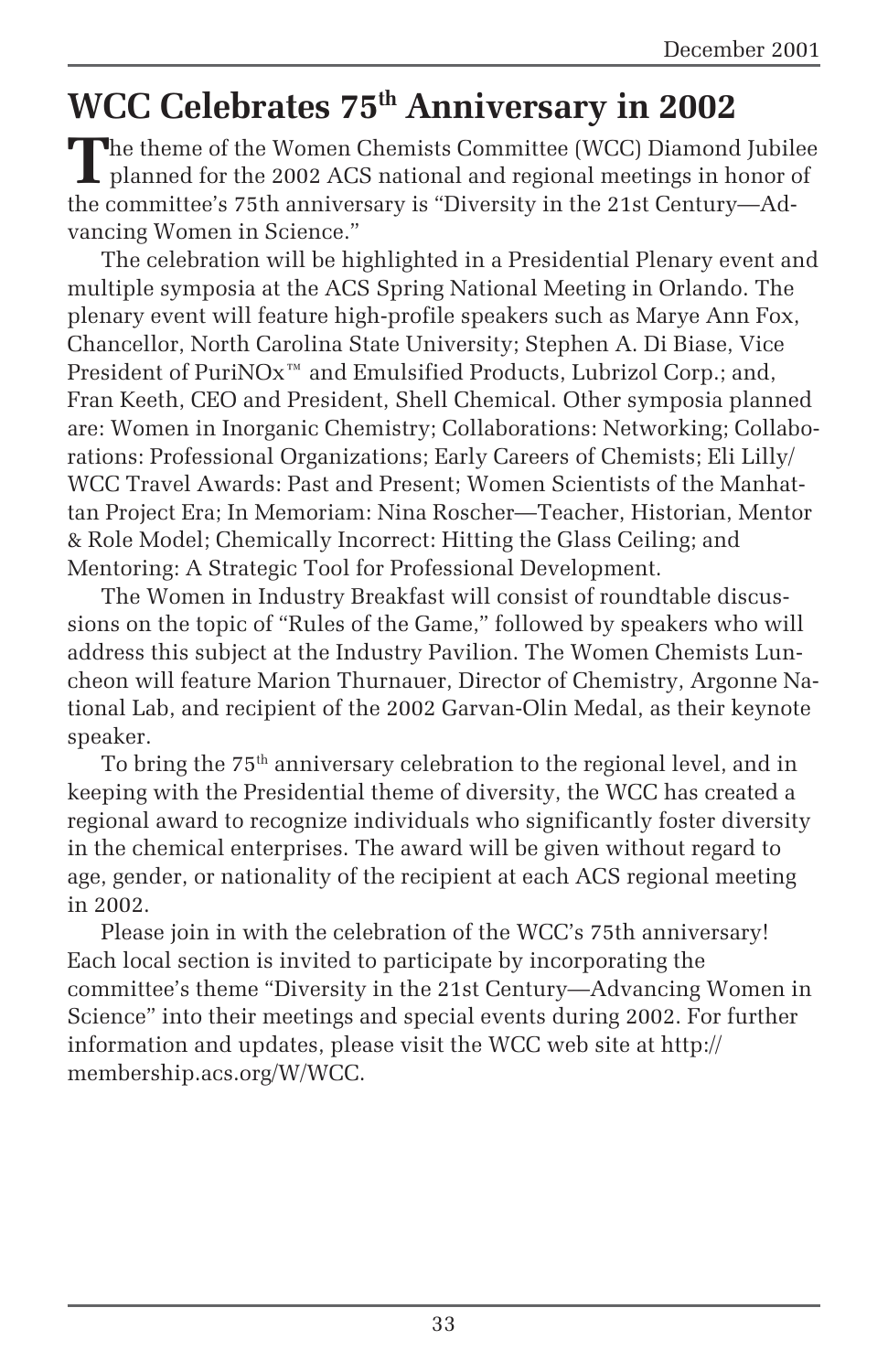# WCC Celebrates 75th Anniversary in 2002

The theme of the Women Chemists Committee (WCC) Diamond Jubilee planned for the 2002 ACS national and regional meetings in honor of the committee's 75th anniversary is "Diversity in the 21st Century—Advancing Women in Science."

The celebration will be highlighted in a Presidential Plenary event and multiple symposia at the ACS Spring National Meeting in Orlando. The plenary event will feature high-profile speakers such as Marye Ann Fox, Chancellor, North Carolina State University; Stephen A. Di Biase, Vice President of PuriNOx™ and Emulsified Products, Lubrizol Corp.; and, Fran Keeth, CEO and President, Shell Chemical. Other symposia planned are: Women in Inorganic Chemistry; Collaborations: Networking; Collaborations: Professional Organizations; Early Careers of Chemists; Eli Lilly/WCC Travel Awards: Past and Present; Women Scientists of the Manhattan Project Era; In Memoriam: Nina Roscher—Teacher, Historian, Mentor & Role Model; Chemically Incorrect: Hitting the Glass Ceiling; and Mentoring: A Strategic Tool for Professional Development.

The Women in Industry Breakfast will consist of roundtable discussions on the topic of "Rules of the Game," followed by speakers who will address this subject at the Industry Pavilion. The Women Chemists Luncheon will feature Marion Thurnauer, Director of Chemistry, Argonne National Lab, and recipient of the 2002 Garvan-Olin Medal, as their keynote speaker.

To bring the 75th anniversary celebration to the regional level, and in keeping with the Presidential theme of diversity, the WCC has created a regional award to recognize individuals who significantly foster diversity in the chemical enterprises. The award will be given without regard to age, gender, or nationality of the recipient at each ACS regional meeting in 2002.

Please join in with the celebration of the WCC's 75th anniversary! Each local section is invited to participate by incorporating the committee's theme "Diversity in the 21st Century—Advancing Women in Science" into their meetings and special events during 2002. For further information and updates, please visit the WCC web site at http://membership.acs.org/W/WCC.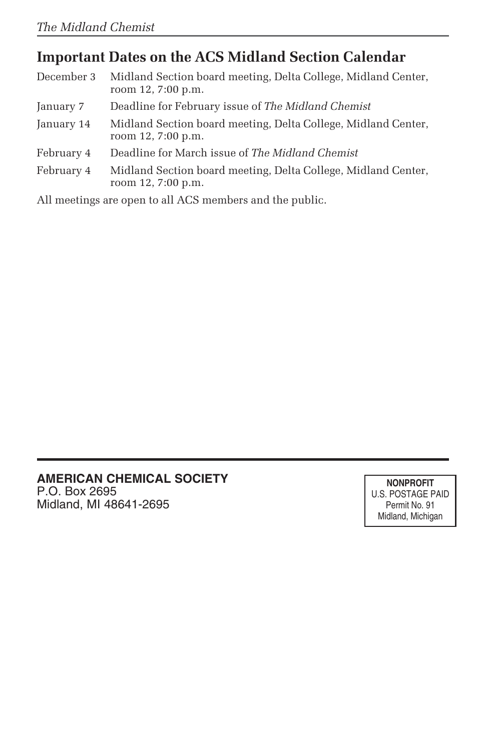## Important Dates on the ACS Midland Section Calendar

| | |
|---|---|
| December 3 | Midland Section board meeting, Delta College, Midland Center, room 12, 7:00 p.m. |
| January 7 | Deadline for February issue of *The Midland Chemist* |
| January 14 | Midland Section board meeting, Delta College, Midland Center, room 12, 7:00 p.m. |
| February 4 | Deadline for March issue of *The Midland Chemist* |
| February 4 | Midland Section board meeting, Delta College, Midland Center, room 12, 7:00 p.m. |

All meetings are open to all ACS members and the public.

---

**AMERICAN CHEMICAL SOCIETY**
P.O. Box 2695
Midland, MI 48641-2695

**NONPROFIT**
U.S. POSTAGE PAID
Permit No. 91
Midland, Michigan